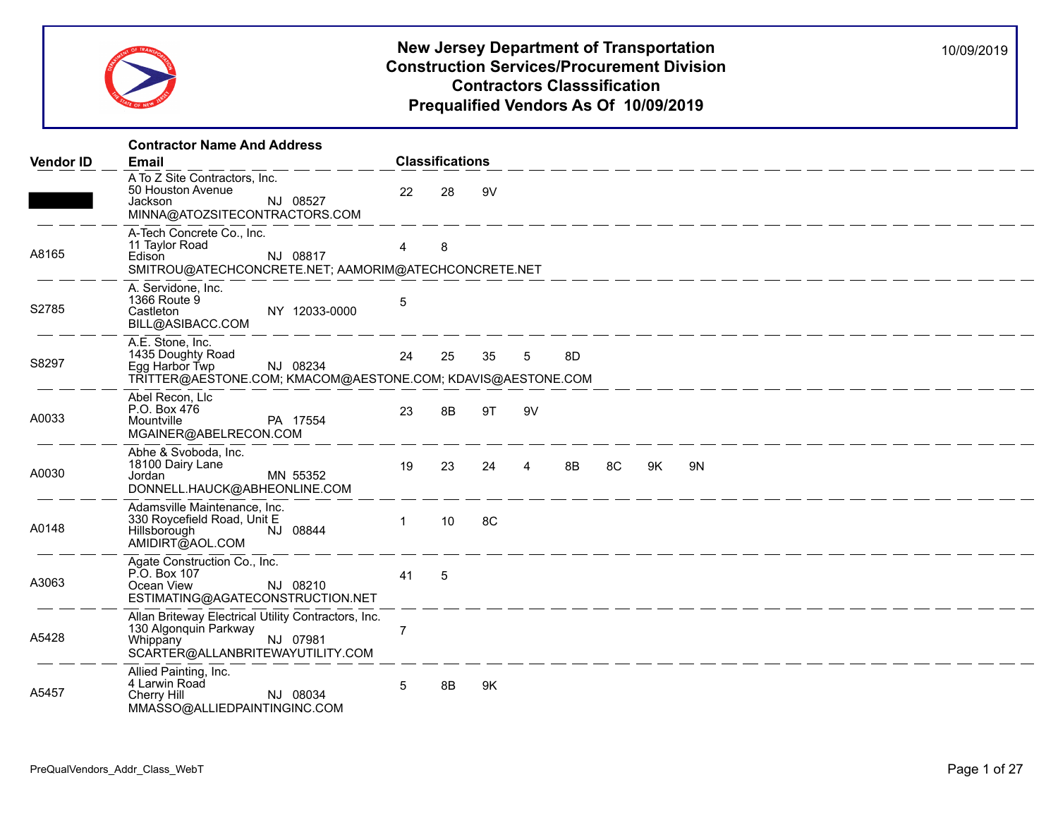# New Jersey Department of Transportation
## Construction Services/Procurement Division
## Contractors Classsification
## Prequalified Vendors As Of 10/09/2019

10/09/2019

| Vendor ID | Contractor Name And Address Email | Classifications |
|---|---|---|
| | A To Z Site Contractors, Inc.<br>50 Houston Avenue<br>Jackson NJ 08527<br>MINNA@ATOZSITECONTRACTORS.COM | 22 28 9V |
| A8165 | A-Tech Concrete Co., Inc.<br>11 Taylor Road<br>Edison NJ 08817<br>SMITROU@ATECHCONCRETE.NET; AAMORIM@ATECHCONCRETE.NET | 4 8 |
| S2785 | A. Servidone, Inc.<br>1366 Route 9<br>Castleton NY 12033-0000<br>BILL@ASIBACC.COM | 5 |
| S8297 | A.E. Stone, Inc.<br>1435 Doughty Road<br>Egg Harbor Twp NJ 08234<br>TRITTER@AESTONE.COM; KMACOM@AESTONE.COM; KDAVIS@AESTONE.COM | 24 25 35 5 8D |
| A0033 | Abel Recon, Llc<br>P.O. Box 476<br>Mountville PA 17554<br>MGAINER@ABELRECON.COM | 23 8B 9T 9V |
| A0030 | Abhe & Svoboda, Inc.<br>18100 Dairy Lane<br>Jordan MN 55352<br>DONNELL.HAUCK@ABHEONLINE.COM | 19 23 24 4 8B 8C 9K 9N |
| A0148 | Adamsville Maintenance, Inc.<br>330 Roycefield Road, Unit E<br>Hillsborough NJ 08844<br>AMIDIRT@AOL.COM | 1 10 8C |
| A3063 | Agate Construction Co., Inc.<br>P.O. Box 107<br>Ocean View NJ 08210<br>ESTIMATING@AGATECONSTRUCTION.NET | 41 5 |
| A5428 | Allan Briteway Electrical Utility Contractors, Inc.<br>130 Algonquin Parkway<br>Whippany NJ 07981<br>SCARTER@ALLANBRITEWAYUTILITY.COM | 7 |
| A5457 | Allied Painting, Inc.<br>4 Larwin Road<br>Cherry Hill NJ 08034<br>MMASSO@ALLIEDPAINTINGINC.COM | 5 8B 9K |

PreQualVendors_Addr_Class_WebT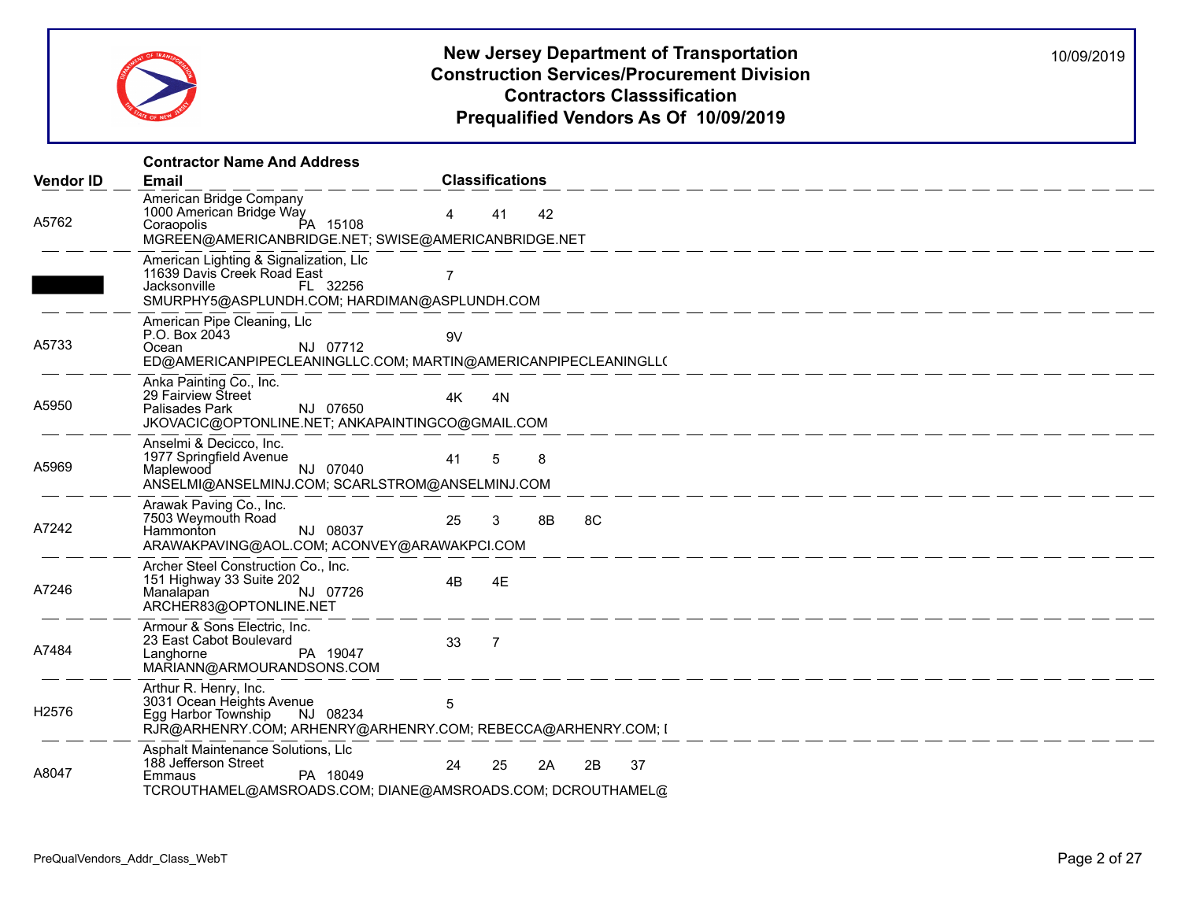# New Jersey Department of Transportation
## Construction Services/Procurement Division
## Contractors Classsification
## Prequalified Vendors As Of 10/09/2019

10/09/2019

| Vendor ID | Contractor Name And Address / Email | Classifications |
|---|---|---|
| A5762 | American Bridge Company<br>1000 American Bridge Way<br>Coraopolis PA 15108<br>MGREEN@AMERICANBRIDGE.NET; SWISE@AMERICANBRIDGE.NET | 4 41 42 |
| | American Lighting & Signalization, Llc<br>11639 Davis Creek Road East<br>Jacksonville FL 32256<br>SMURPHY5@ASPLUNDH.COM; HARDIMAN@ASPLUNDH.COM | 7 |
| A5733 | American Pipe Cleaning, Llc<br>P.O. Box 2043<br>Ocean NJ 07712<br>ED@AMERICANPIPECLEANINGLLC.COM; MARTIN@AMERICANPIPECLEANINGLL( | 9V |
| A5950 | Anka Painting Co., Inc.<br>29 Fairview Street<br>Palisades Park NJ 07650<br>JKOVACIC@OPTONLINE.NET; ANKAPAINTINGCO@GMAIL.COM | 4K 4N |
| A5969 | Anselmi & Decicco, Inc.<br>1977 Springfield Avenue<br>Maplewood NJ 07040<br>ANSELMI@ANSELMINJ.COM; SCARLSTROM@ANSELMINJ.COM | 41 5 8 |
| A7242 | Arawak Paving Co., Inc.<br>7503 Weymouth Road<br>Hammonton NJ 08037<br>ARAWAKPAVING@AOL.COM; ACONVEY@ARAWAKPCI.COM | 25 3 8B 8C |
| A7246 | Archer Steel Construction Co., Inc.<br>151 Highway 33 Suite 202<br>Manalapan NJ 07726<br>ARCHER83@OPTONLINE.NET | 4B 4E |
| A7484 | Armour & Sons Electric, Inc.<br>23 East Cabot Boulevard<br>Langhorne PA 19047<br>MARIANN@ARMOURANDSONS.COM | 33 7 |
| H2576 | Arthur R. Henry, Inc.<br>3031 Ocean Heights Avenue<br>Egg Harbor Township NJ 08234<br>RJR@ARHENRY.COM; ARHENRY@ARHENRY.COM; REBECCA@ARHENRY.COM; I | 5 |
| A8047 | Asphalt Maintenance Solutions, Llc<br>188 Jefferson Street<br>Emmaus PA 18049<br>TCROUTHAMEL@AMSROADS.COM; DIANE@AMSROADS.COM; DCROUTHAMEL@ | 24 25 2A 2B 37 |

PreQualVendors_Addr_Class_WebT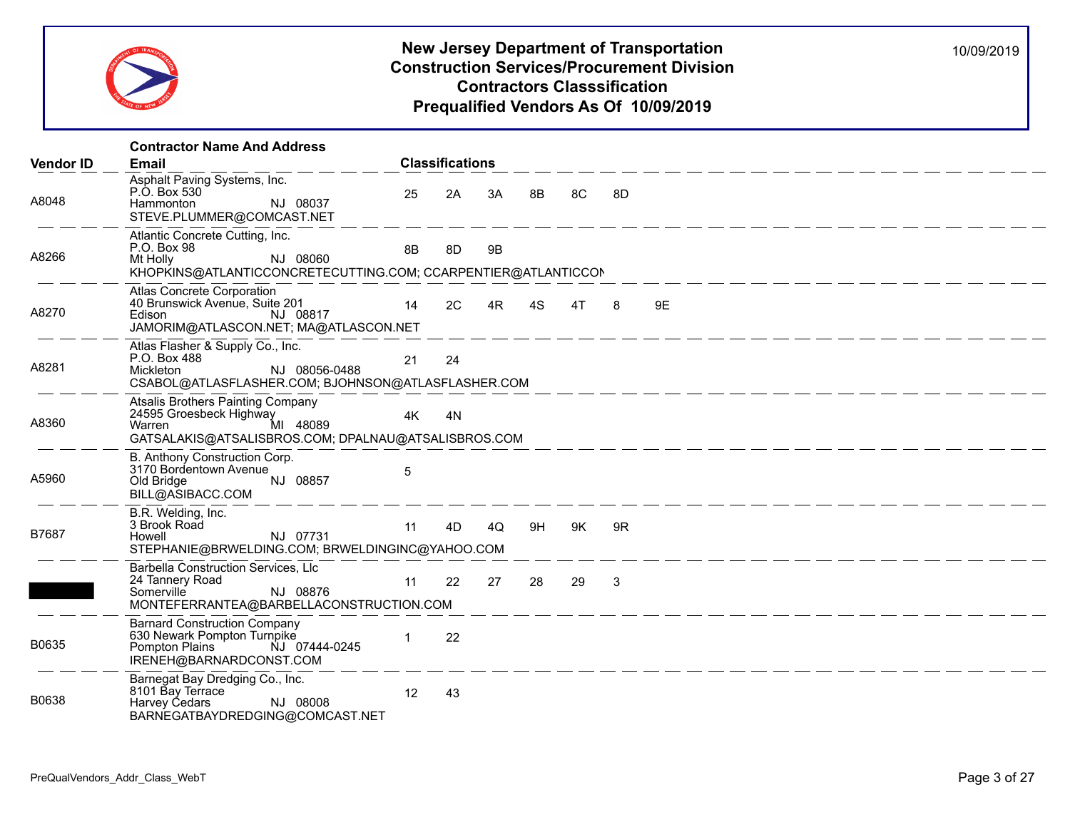# New Jersey Department of Transportation
## Construction Services/Procurement Division
## Contractors Classsification
## Prequalified Vendors As Of 10/09/2019

10/09/2019

| Vendor ID | Contractor Name And Address / Email | Classifications |
|---|---|---|
| A8048 | Asphalt Paving Systems, Inc.<br>P.O. Box 530<br>Hammonton NJ 08037<br>STEVE.PLUMMER@COMCAST.NET | 25 2A 3A 8B 8C 8D |
| A8266 | Atlantic Concrete Cutting, Inc.<br>P.O. Box 98<br>Mt Holly NJ 08060<br>KHOPKINS@ATLANTICCONCRETECUTTING.COM; CCARPENTIER@ATLANTICCON | 8B 8D 9B |
| A8270 | Atlas Concrete Corporation<br>40 Brunswick Avenue, Suite 201<br>Edison NJ 08817<br>JAMORIM@ATLASCON.NET; MA@ATLASCON.NET | 14 2C 4R 4S 4T 8 9E |
| A8281 | Atlas Flasher & Supply Co., Inc.<br>P.O. Box 488<br>Mickleton NJ 08056-0488<br>CSABOL@ATLASFLASHER.COM; BJOHNSON@ATLASFLASHER.COM | 21 24 |
| A8360 | Atsalis Brothers Painting Company<br>24595 Groesbeck Highway<br>Warren MI 48089<br>GATSALAKIS@ATSALISBROS.COM; DPALNAU@ATSALISBROS.COM | 4K 4N |
| A5960 | B. Anthony Construction Corp.<br>3170 Bordentown Avenue<br>Old Bridge NJ 08857<br>BILL@ASIBACC.COM | 5 |
| B7687 | B.R. Welding, Inc.<br>3 Brook Road<br>Howell NJ 07731<br>STEPHANIE@BRWELDING.COM; BRWELDINGINC@YAHOO.COM | 11 4D 4Q 9H 9K 9R |
| | Barbella Construction Services, Llc<br>24 Tannery Road<br>Somerville NJ 08876<br>MONTEFERRANTEA@BARBELLACONSTRUCTION.COM | 11 22 27 28 29 3 |
| B0635 | Barnard Construction Company<br>630 Newark Pompton Turnpike<br>Pompton Plains NJ 07444-0245<br>IRENEH@BARNARDCONST.COM | 1 22 |
| B0638 | Barnegat Bay Dredging Co., Inc.<br>8101 Bay Terrace<br>Harvey Cedars NJ 08008<br>BARNEGATBAYDREDGING@COMCAST.NET | 12 43 |

PreQualVendors_Addr_Class_WebT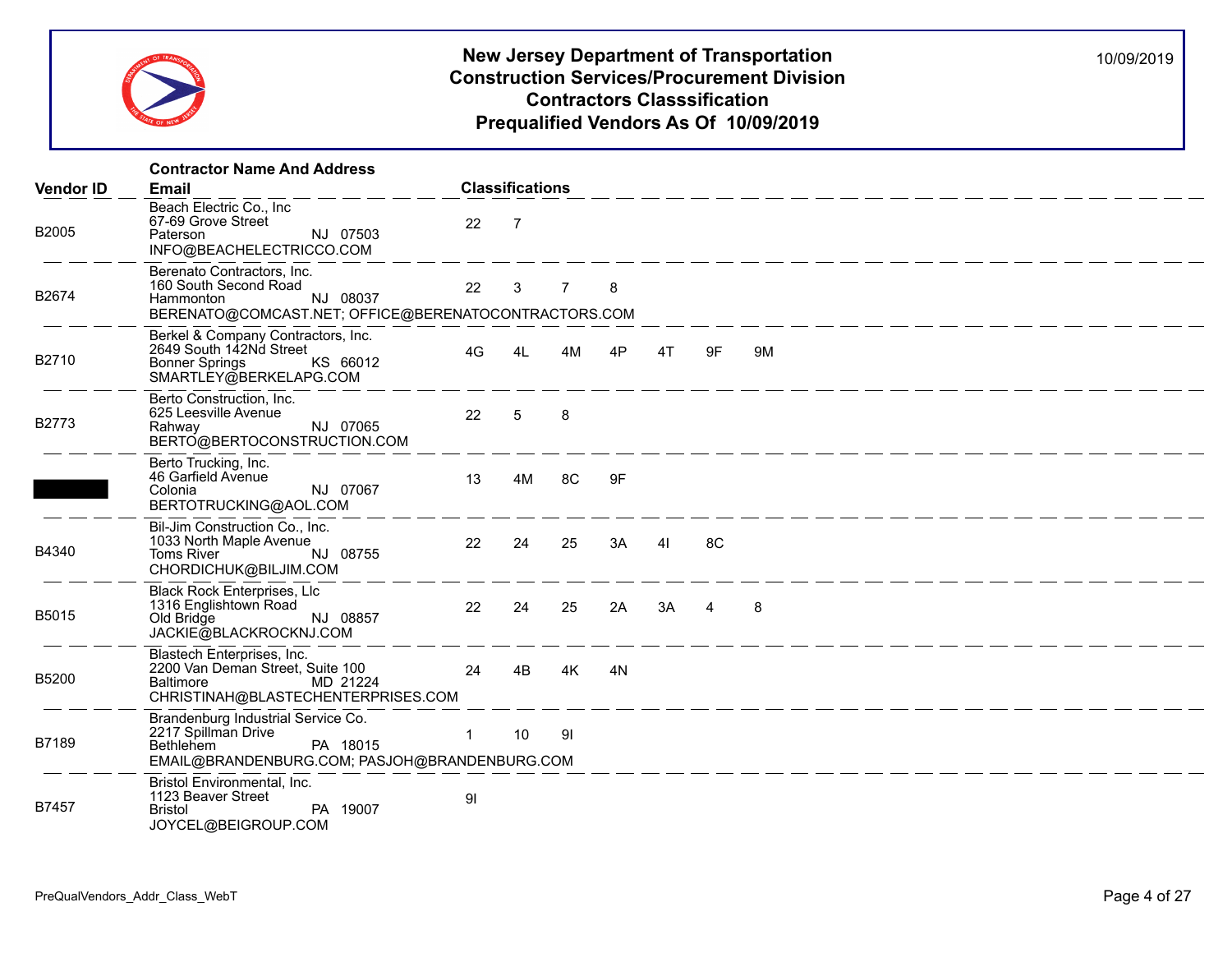# New Jersey Department of Transportation
## Construction Services/Procurement Division
## Contractors Classsification
## Prequalified Vendors As Of 10/09/2019

10/09/2019

| Vendor ID | Contractor Name And Address / Email | Classifications |
|---|---|---|
| B2005 | Beach Electric Co., Inc<br>67-69 Grove Street<br>Paterson NJ 07503<br>INFO@BEACHELECTRICCO.COM | 22 7 |
| B2674 | Berenato Contractors, Inc.<br>160 South Second Road<br>Hammonton NJ 08037<br>BERENATO@COMCAST.NET; OFFICE@BERENATOCONTRACTORS.COM | 22 3 7 8 |
| B2710 | Berkel & Company Contractors, Inc.<br>2649 South 142Nd Street<br>Bonner Springs KS 66012<br>SMARTLEY@BERKELAPG.COM | 4G 4L 4M 4P 4T 9F 9M |
| B2773 | Berto Construction, Inc.<br>625 Leesville Avenue<br>Rahway NJ 07065<br>BERTO@BERTOCONSTRUCTION.COM | 22 5 8 |
| | Berto Trucking, Inc.<br>46 Garfield Avenue<br>Colonia NJ 07067<br>BERTOTRUCKING@AOL.COM | 13 4M 8C 9F |
| B4340 | Bil-Jim Construction Co., Inc.<br>1033 North Maple Avenue<br>Toms River NJ 08755<br>CHORDICHUK@BILJIM.COM | 22 24 25 3A 4I 8C |
| B5015 | Black Rock Enterprises, Llc<br>1316 Englishtown Road<br>Old Bridge NJ 08857<br>JACKIE@BLACKROCKNJ.COM | 22 24 25 2A 3A 4 8 |
| B5200 | Blastech Enterprises, Inc.<br>2200 Van Deman Street, Suite 100<br>Baltimore MD 21224<br>CHRISTINAH@BLASTECHENTERPRISES.COM | 24 4B 4K 4N |
| B7189 | Brandenburg Industrial Service Co.<br>2217 Spillman Drive<br>Bethlehem PA 18015<br>EMAIL@BRANDENBURG.COM; PASJOH@BRANDENBURG.COM | 1 10 9I |
| B7457 | Bristol Environmental, Inc.<br>1123 Beaver Street<br>Bristol PA 19007<br>JOYCEL@BEIGROUP.COM | 9I |

PreQualVendors_Addr_Class_WebT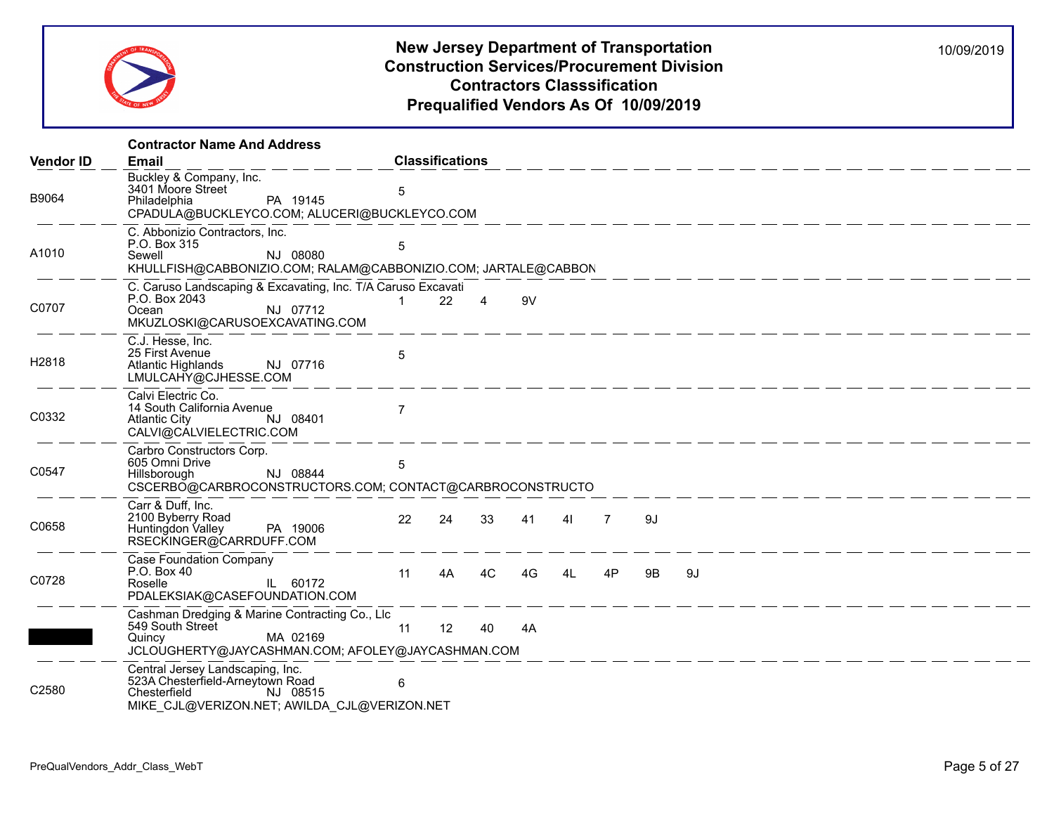# New Jersey Department of Transportation
## Construction Services/Procurement Division
## Contractors Classsification
## Prequalified Vendors As Of 10/09/2019

10/09/2019

| Vendor ID | Contractor Name And Address / Email | Classifications |
|---|---|---|
| B9064 | Buckley & Company, Inc.<br>3401 Moore Street<br>Philadelphia PA 19145<br>CPADULA@BUCKLEYCO.COM; ALUCERI@BUCKLEYCO.COM | 5 |
| A1010 | C. Abbonizio Contractors, Inc.<br>P.O. Box 315<br>Sewell NJ 08080<br>KHULLFISH@CABBONIZIO.COM; RALAM@CABBONIZIO.COM; JARTALE@CABBON | 5 |
| C0707 | C. Caruso Landscaping & Excavating, Inc. T/A Caruso Excavati<br>P.O. Box 2043<br>Ocean NJ 07712<br>MKUZLOSKI@CARUSOEXCAVATING.COM | 1 22 4 9V |
| H2818 | C.J. Hesse, Inc.<br>25 First Avenue<br>Atlantic Highlands NJ 07716<br>LMULCAHY@CJHESSE.COM | 5 |
| C0332 | Calvi Electric Co.<br>14 South California Avenue<br>Atlantic City NJ 08401<br>CALVI@CALVIELECTRIC.COM | 7 |
| C0547 | Carbro Constructors Corp.<br>605 Omni Drive<br>Hillsborough NJ 08844<br>CSCERBO@CARBROCONSTRUCTORS.COM; CONTACT@CARBROCONSTRUCTO | 5 |
| C0658 | Carr & Duff, Inc.<br>2100 Byberry Road<br>Huntingdon Valley PA 19006<br>RSECKINGER@CARRDUFF.COM | 22 24 33 41 4I 7 9J |
| C0728 | Case Foundation Company<br>P.O. Box 40<br>Roselle IL 60172<br>PDALEKSIAK@CASEFOUNDATION.COM | 11 4A 4C 4G 4L 4P 9B 9J |
| | Cashman Dredging & Marine Contracting Co., Llc<br>549 South Street<br>Quincy MA 02169<br>JCLOUGHERTY@JAYCASHMAN.COM; AFOLEY@JAYCASHMAN.COM | 11 12 40 4A |
| C2580 | Central Jersey Landscaping, Inc.<br>523A Chesterfield-Arneytown Road<br>Chesterfield NJ 08515<br>MIKE_CJL@VERIZON.NET; AWILDA_CJL@VERIZON.NET | 6 |

PreQualVendors_Addr_Class_WebT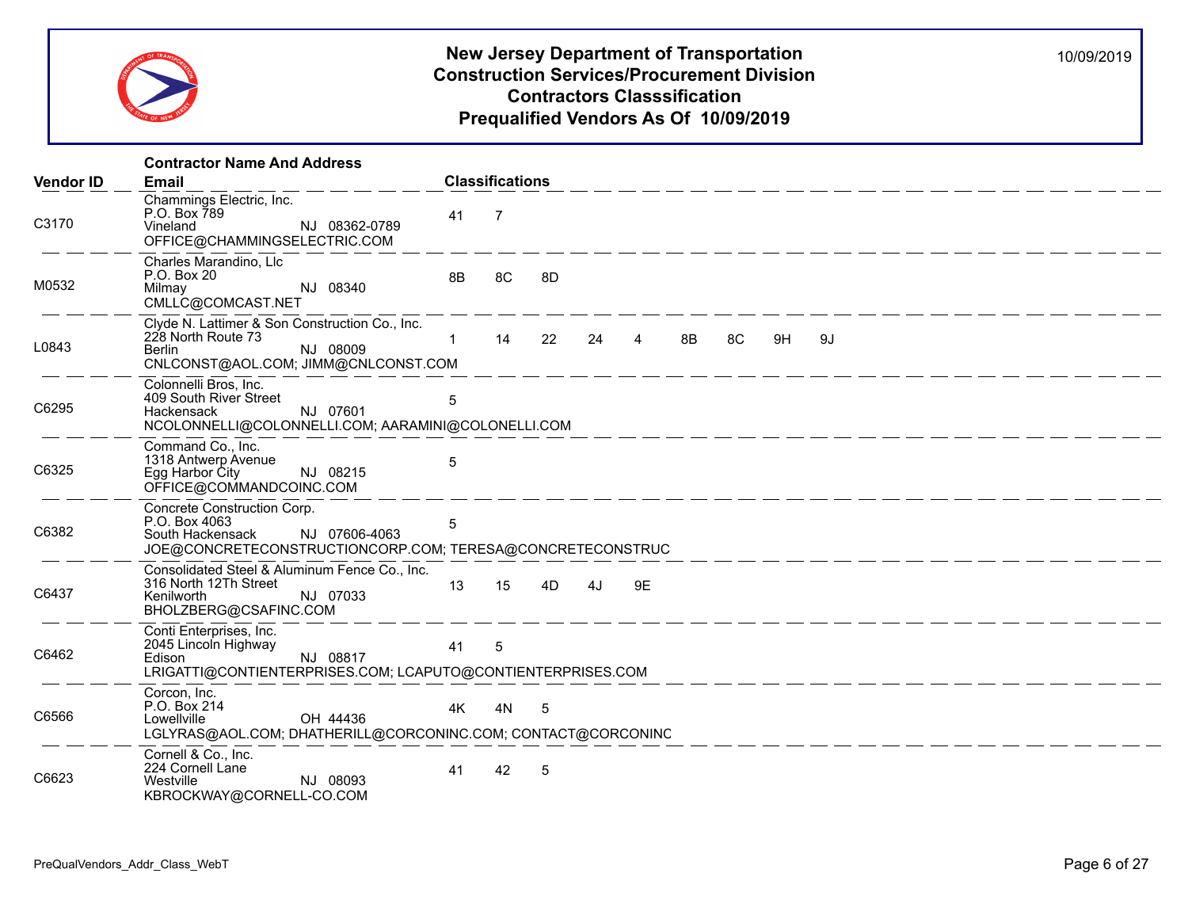# New Jersey Department of Transportation
## Construction Services/Procurement Division
## Contractors Classsification
## Prequalified Vendors As Of 10/09/2019

10/09/2019

| Vendor ID | Contractor Name And Address / Email | Classifications |
|---|---|---|
| C3170 | Chammings Electric, Inc.<br>P.O. Box 789<br>Vineland NJ 08362-0789<br>OFFICE@CHAMMINGSELECTRIC.COM | 41 7 |
| M0532 | Charles Marandino, Llc<br>P.O. Box 20<br>Milmay NJ 08340<br>CMLLC@COMCAST.NET | 8B 8C 8D |
| L0843 | Clyde N. Lattimer & Son Construction Co., Inc.<br>228 North Route 73<br>Berlin NJ 08009<br>CNLCONST@AOL.COM; JIMM@CNLCONST.COM | 1 14 22 24 4 8B 8C 9H 9J |
| C6295 | Colonnelli Bros, Inc.<br>409 South River Street<br>Hackensack NJ 07601<br>NCOLONNELLI@COLONNELLI.COM; AARAMINI@COLONELLI.COM | 5 |
| C6325 | Command Co., Inc.<br>1318 Antwerp Avenue<br>Egg Harbor City NJ 08215<br>OFFICE@COMMANDCOINC.COM | 5 |
| C6382 | Concrete Construction Corp.<br>P.O. Box 4063<br>South Hackensack NJ 07606-4063<br>JOE@CONCRETECONSTRUCTIONCORP.COM; TERESA@CONCRETECONSTRUC | 5 |
| C6437 | Consolidated Steel & Aluminum Fence Co., Inc.<br>316 North 12Th Street<br>Kenilworth NJ 07033<br>BHOLZBERG@CSAFINC.COM | 13 15 4D 4J 9E |
| C6462 | Conti Enterprises, Inc.<br>2045 Lincoln Highway<br>Edison NJ 08817<br>LRIGATTI@CONTIENTERPRISES.COM; LCAPUTO@CONTIENTERPRISES.COM | 41 5 |
| C6566 | Corcon, Inc.<br>P.O. Box 214<br>Lowellville OH 44436<br>LGLYRAS@AOL.COM; DHATHERILL@CORCONINC.COM; CONTACT@CORCONINC | 4K 4N 5 |
| C6623 | Cornell & Co., Inc.<br>224 Cornell Lane<br>Westville NJ 08093<br>KBROCKWAY@CORNELL-CO.COM | 41 42 5 |

PreQualVendors_Addr_Class_WebT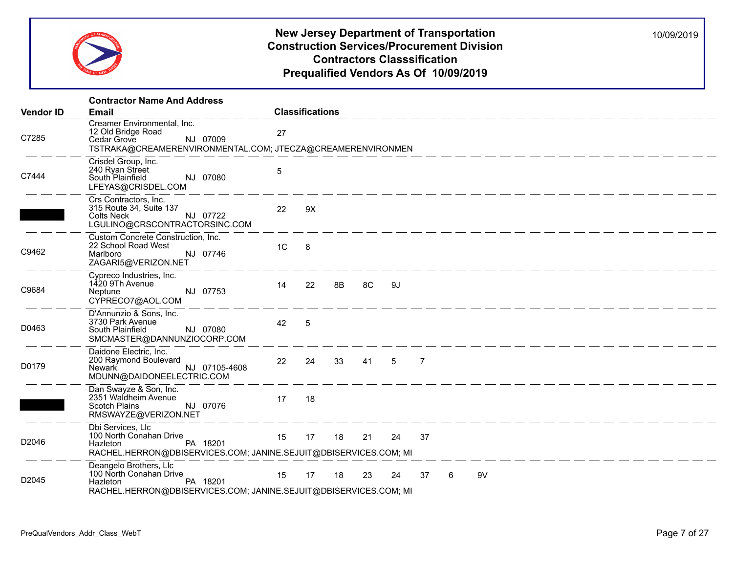# New Jersey Department of Transportation
## Construction Services/Procurement Division
## Contractors Classsification
## Prequalified Vendors As Of 10/09/2019

10/09/2019

| Vendor ID | Contractor Name And Address / Email | Classifications |
|---|---|---|
| C7285 | Creamer Environmental, Inc.<br>12 Old Bridge Road<br>Cedar Grove NJ 07009<br>TSTRAKA@CREAMERENVIRONMENTAL.COM; JTECZA@CREAMERENVIRONMEN | 27 |
| C7444 | Crisdel Group, Inc.<br>240 Ryan Street<br>South Plainfield NJ 07080<br>LFEYAS@CRISDEL.COM | 5 |
| | Crs Contractors, Inc.<br>315 Route 34, Suite 137<br>Colts Neck NJ 07722<br>LGULINO@CRSCONTRACTORSINC.COM | 22 9X |
| C9462 | Custom Concrete Construction, Inc.<br>22 School Road West<br>Marlboro NJ 07746<br>ZAGARI5@VERIZON.NET | 1C 8 |
| C9684 | Cypreco Industries, Inc.<br>1420 9Th Avenue<br>Neptune NJ 07753<br>CYPRECO7@AOL.COM | 14 22 8B 8C 9J |
| D0463 | D'Annunzio & Sons, Inc.<br>3730 Park Avenue<br>South Plainfield NJ 07080<br>SMCMASTER@DANNUNZIOCORP.COM | 42 5 |
| D0179 | Daidone Electric, Inc.<br>200 Raymond Boulevard<br>Newark NJ 07105-4608<br>MDUNN@DAIDONEELECTRIC.COM | 22 24 33 41 5 7 |
| | Dan Swayze & Son, Inc.<br>2351 Waldheim Avenue<br>Scotch Plains NJ 07076<br>RMSWAYZE@VERIZON.NET | 17 18 |
| D2046 | Dbi Services, Llc<br>100 North Conahan Drive<br>Hazleton PA 18201<br>RACHEL.HERRON@DBISERVICES.COM; JANINE.SEJUIT@DBISERVICES.COM; MI | 15 17 18 21 24 37 |
| D2045 | Deangelo Brothers, Llc<br>100 North Conahan Drive<br>Hazleton PA 18201<br>RACHEL.HERRON@DBISERVICES.COM; JANINE.SEJUIT@DBISERVICES.COM; MI | 15 17 18 23 24 37 6 9V |

PreQualVendors_Addr_Class_WebT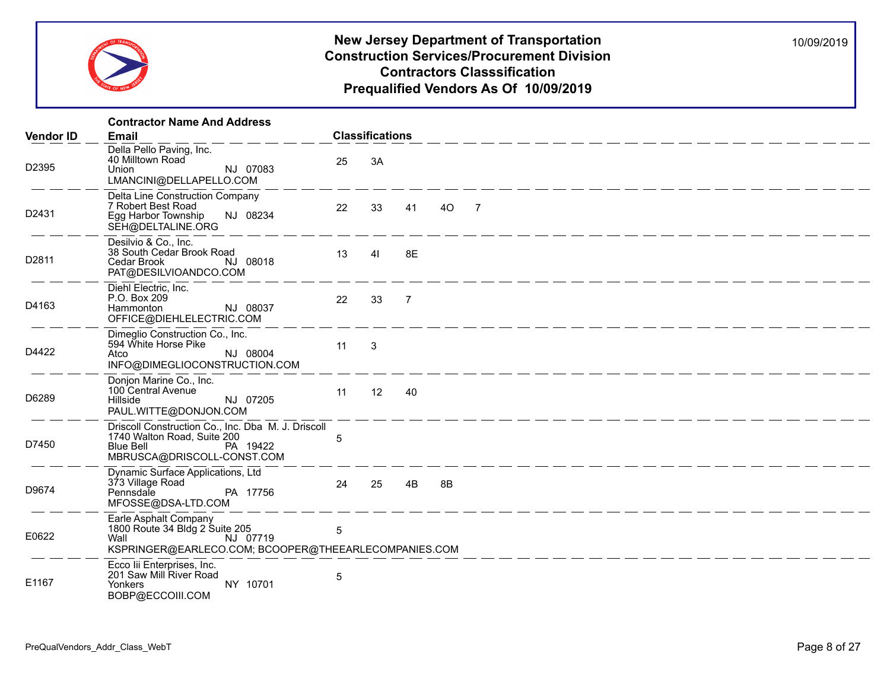# New Jersey Department of Transportation
## Construction Services/Procurement Division
## Contractors Classsification
## Prequalified Vendors As Of 10/09/2019

10/09/2019

| Vendor ID | Contractor Name And Address / Email | Classifications |
|---|---|---|
| D2395 | Della Pello Paving, Inc.<br>40 Milltown Road<br>Union NJ 07083<br>LMANCINI@DELLAPELLO.COM | 25 3A |
| D2431 | Delta Line Construction Company<br>7 Robert Best Road<br>Egg Harbor Township NJ 08234<br>SEH@DELTALINE.ORG | 22 33 41 4O 7 |
| D2811 | Desilvio & Co., Inc.<br>38 South Cedar Brook Road<br>Cedar Brook NJ 08018<br>PAT@DESILVIOANDCO.COM | 13 4I 8E |
| D4163 | Diehl Electric, Inc.<br>P.O. Box 209<br>Hammonton NJ 08037<br>OFFICE@DIEHLELECTRIC.COM | 22 33 7 |
| D4422 | Dimeglio Construction Co., Inc.<br>594 White Horse Pike<br>Atco NJ 08004<br>INFO@DIMEGLIOCONSTRUCTION.COM | 11 3 |
| D6289 | Donjon Marine Co., Inc.<br>100 Central Avenue<br>Hillside NJ 07205<br>PAUL.WITTE@DONJON.COM | 11 12 40 |
| D7450 | Driscoll Construction Co., Inc. Dba M. J. Driscoll<br>1740 Walton Road, Suite 200<br>Blue Bell PA 19422<br>MBRUSCA@DRISCOLL-CONST.COM | 5 |
| D9674 | Dynamic Surface Applications, Ltd<br>373 Village Road<br>Pennsdale PA 17756<br>MFOSSE@DSA-LTD.COM | 24 25 4B 8B |
| E0622 | Earle Asphalt Company<br>1800 Route 34 Bldg 2 Suite 205<br>Wall NJ 07719<br>KSPRINGER@EARLECO.COM; BCOOPER@THEEARLECOMPANIES.COM | 5 |
| E1167 | Ecco Iii Enterprises, Inc.<br>201 Saw Mill River Road<br>Yonkers NY 10701<br>BOBP@ECCOIII.COM | 5 |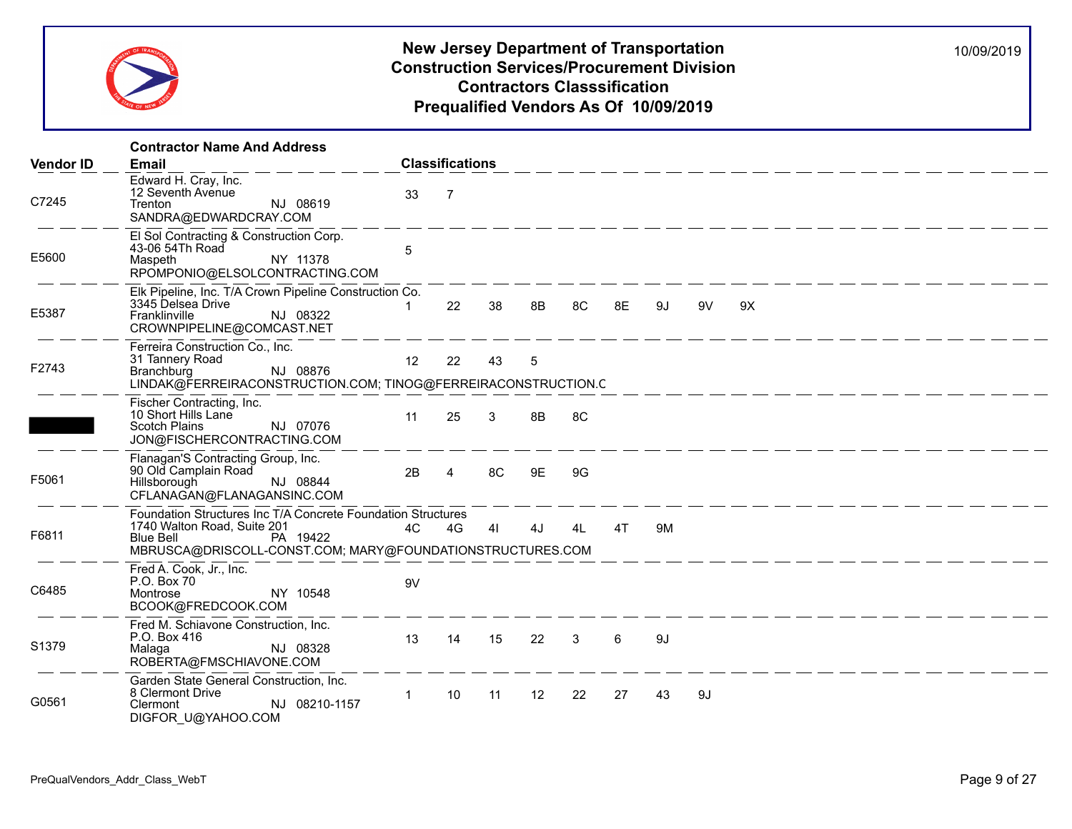# New Jersey Department of Transportation
## Construction Services/Procurement Division
## Contractors Classsification
## Prequalified Vendors As Of 10/09/2019

10/09/2019

| Vendor ID | Contractor Name And Address / Email | Classifications |
|---|---|---|
| C7245 | Edward H. Cray, Inc.<br>12 Seventh Avenue<br>Trenton NJ 08619<br>SANDRA@EDWARDCRAY.COM | 33 7 |
| E5600 | El Sol Contracting & Construction Corp.<br>43-06 54Th Road<br>Maspeth NY 11378<br>RPOMPONIO@ELSOLCONTRACTING.COM | 5 |
| E5387 | Elk Pipeline, Inc. T/A Crown Pipeline Construction Co.<br>3345 Delsea Drive<br>Franklinville NJ 08322<br>CROWNPIPELINE@COMCAST.NET | 1 22 38 8B 8C 8E 9J 9V 9X |
| F2743 | Ferreira Construction Co., Inc.<br>31 Tannery Road<br>Branchburg NJ 08876<br>LINDAK@FERREIRACONSTRUCTION.COM; TINOG@FERREIRACONSTRUCTION.C | 12 22 43 5 |
| | Fischer Contracting, Inc.<br>10 Short Hills Lane<br>Scotch Plains NJ 07076<br>JON@FISCHERCONTRACTING.COM | 11 25 3 8B 8C |
| F5061 | Flanagan'S Contracting Group, Inc.<br>90 Old Camplain Road<br>Hillsborough NJ 08844<br>CFLANAGAN@FLANAGANSINC.COM | 2B 4 8C 9E 9G |
| F6811 | Foundation Structures Inc T/A Concrete Foundation Structures<br>1740 Walton Road, Suite 201<br>Blue Bell PA 19422<br>MBRUSCA@DRISCOLL-CONST.COM; MARY@FOUNDATIONSTRUCTURES.COM | 4C 4G 4I 4J 4L 4T 9M |
| C6485 | Fred A. Cook, Jr., Inc.<br>P.O. Box 70<br>Montrose NY 10548<br>BCOOK@FREDCOOK.COM | 9V |
| S1379 | Fred M. Schiavone Construction, Inc.<br>P.O. Box 416<br>Malaga NJ 08328<br>ROBERTA@FMSCHIAVONE.COM | 13 14 15 22 3 6 9J |
| G0561 | Garden State General Construction, Inc.<br>8 Clermont Drive<br>Clermont NJ 08210-1157<br>DIGFOR_U@YAHOO.COM | 1 10 11 12 22 27 43 9J |

PreQualVendors_Addr_Class_WebT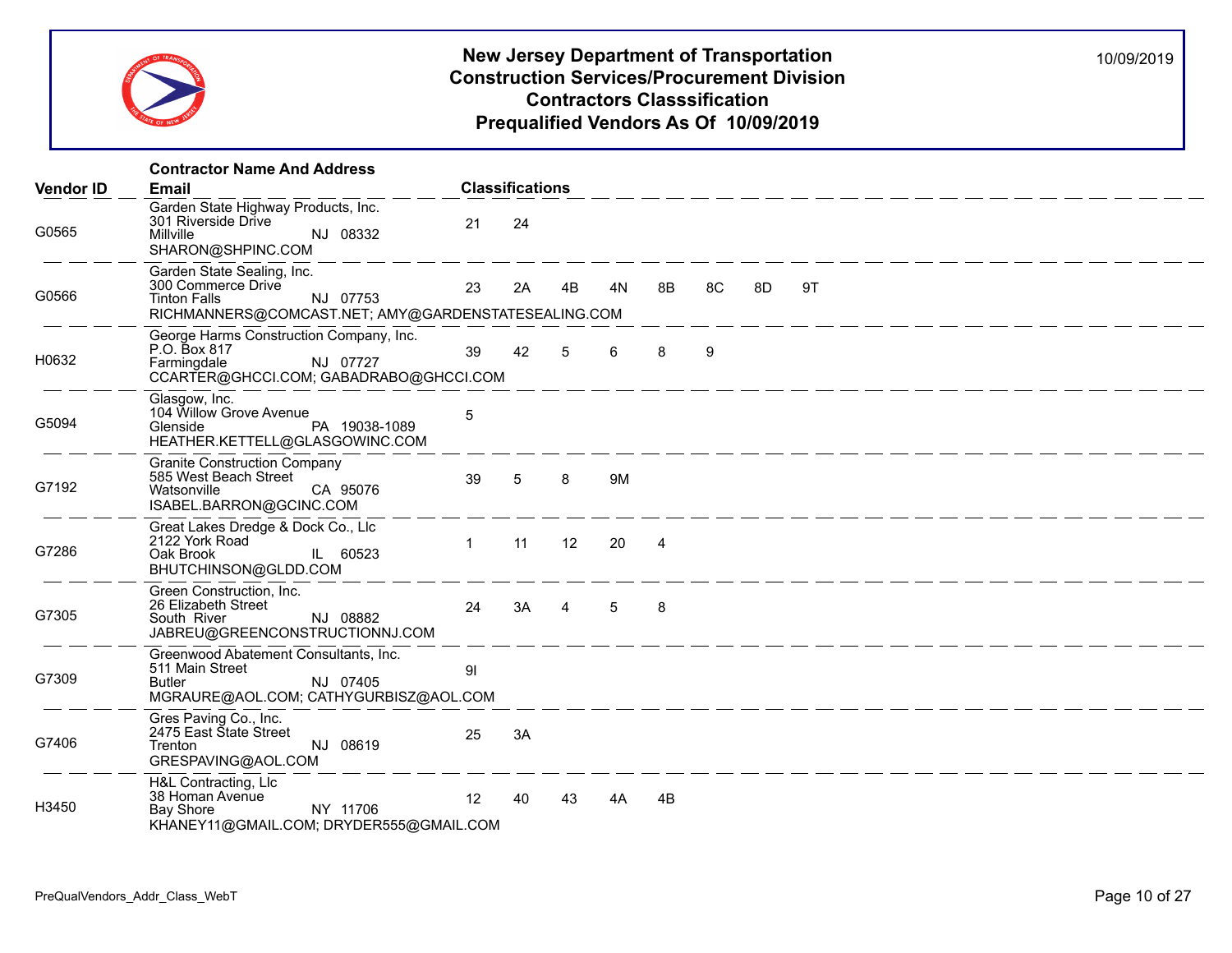# New Jersey Department of Transportation
## Construction Services/Procurement Division
## Contractors Classsification
## Prequalified Vendors As Of 10/09/2019

10/09/2019

| Vendor ID | Contractor Name And Address / Email | Classifications | | | | | | | |
|---|---|---|---|---|---|---|---|---|---|
| G0565 | Garden State Highway Products, Inc.<br>301 Riverside Drive<br>Millville NJ 08332<br>SHARON@SHPINC.COM | 21 | 24 | | | | | | |
| G0566 | Garden State Sealing, Inc.<br>300 Commerce Drive<br>Tinton Falls NJ 07753<br>RICHMANNERS@COMCAST.NET; AMY@GARDENSTATESEALING.COM | 23 | 2A | 4B | 4N | 8B | 8C | 8D | 9T |
| H0632 | George Harms Construction Company, Inc.<br>P.O. Box 817<br>Farmingdale NJ 07727<br>CCARTER@GHCCI.COM; GABADRABO@GHCCI.COM | 39 | 42 | 5 | 6 | 8 | 9 | | |
| G5094 | Glasgow, Inc.<br>104 Willow Grove Avenue<br>Glenside PA 19038-1089<br>HEATHER.KETTELL@GLASGOWINC.COM | 5 | | | | | | | |
| G7192 | Granite Construction Company<br>585 West Beach Street<br>Watsonville CA 95076<br>ISABEL.BARRON@GCINC.COM | 39 | 5 | 8 | 9M | | | | |
| G7286 | Great Lakes Dredge & Dock Co., Llc<br>2122 York Road<br>Oak Brook IL 60523<br>BHUTCHINSON@GLDD.COM | 1 | 11 | 12 | 20 | 4 | | | |
| G7305 | Green Construction, Inc.<br>26 Elizabeth Street<br>South River NJ 08882<br>JABREU@GREENCONSTRUCTIONNJ.COM | 24 | 3A | 4 | 5 | 8 | | | |
| G7309 | Greenwood Abatement Consultants, Inc.<br>511 Main Street<br>Butler NJ 07405<br>MGRAURE@AOL.COM; CATHYGURBISZ@AOL.COM | 9I | | | | | | | |
| G7406 | Gres Paving Co., Inc.<br>2475 East State Street<br>Trenton NJ 08619<br>GRESPAVING@AOL.COM | 25 | 3A | | | | | | |
| H3450 | H&L Contracting, Llc<br>38 Homan Avenue<br>Bay Shore NY 11706<br>KHANEY11@GMAIL.COM; DRYDER555@GMAIL.COM | 12 | 40 | 43 | 4A | 4B | | | |

PreQualVendors_Addr_Class_WebT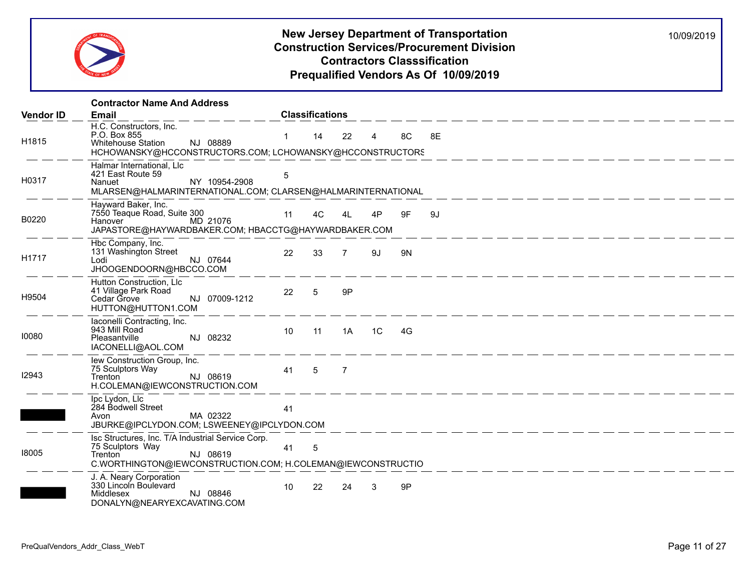# New Jersey Department of Transportation
## Construction Services/Procurement Division
## Contractors Classsification
## Prequalified Vendors As Of 10/09/2019

10/09/2019

| Vendor ID | Contractor Name And Address / Email | Classifications | | | | | |
|---|---|---|---|---|---|---|---|
| H1815 | H.C. Constructors, Inc.<br>P.O. Box 855<br>Whitehouse Station NJ 08889<br>HCHOWANSKY@HCCONSTRUCTORS.COM; LCHOWANSKY@HCCONSTRUCTORS | 1 | 14 | 22 | 4 | 8C | 8E |
| H0317 | Halmar International, Llc<br>421 East Route 59<br>Nanuet NY 10954-2908<br>MLARSEN@HALMARINTERNATIONAL.COM; CLARSEN@HALMARINTERNATIONAL | 5 | | | | | |
| B0220 | Hayward Baker, Inc.<br>7550 Teaque Road, Suite 300<br>Hanover MD 21076<br>JAPASTORE@HAYWARDBAKER.COM; HBACCTG@HAYWARDBAKER.COM | 11 | 4C | 4L | 4P | 9F | 9J |
| H1717 | Hbc Company, Inc.<br>131 Washington Street<br>Lodi NJ 07644<br>JHOOGENDOORN@HBCCO.COM | 22 | 33 | 7 | 9J | 9N | |
| H9504 | Hutton Construction, Llc<br>41 Village Park Road<br>Cedar Grove NJ 07009-1212<br>HUTTON@HUTTON1.COM | 22 | 5 | 9P | | | |
| I0080 | Iaconelli Contracting, Inc.<br>943 Mill Road<br>Pleasantville NJ 08232<br>IACONELLI@AOL.COM | 10 | 11 | 1A | 1C | 4G | |
| I2943 | Iew Construction Group, Inc.<br>75 Sculptors Way<br>Trenton NJ 08619<br>H.COLEMAN@IEWCONSTRUCTION.COM | 41 | 5 | 7 | | | |
| | Ipc Lydon, Llc<br>284 Bodwell Street<br>Avon MA 02322<br>JBURKE@IPCLYDON.COM; LSWEENEY@IPCLYDON.COM | 41 | | | | | |
| I8005 | Isc Structures, Inc. T/A Industrial Service Corp.<br>75 Sculptors Way<br>Trenton NJ 08619<br>C.WORTHINGTON@IEWCONSTRUCTION.COM; H.COLEMAN@IEWCONSTRUCTIO | 41 | 5 | | | | |
| | J. A. Neary Corporation<br>330 Lincoln Boulevard<br>Middlesex NJ 08846<br>DONALYN@NEARYEXCAVATING.COM | 10 | 22 | 24 | 3 | 9P | |

PreQualVendors_Addr_Class_WebT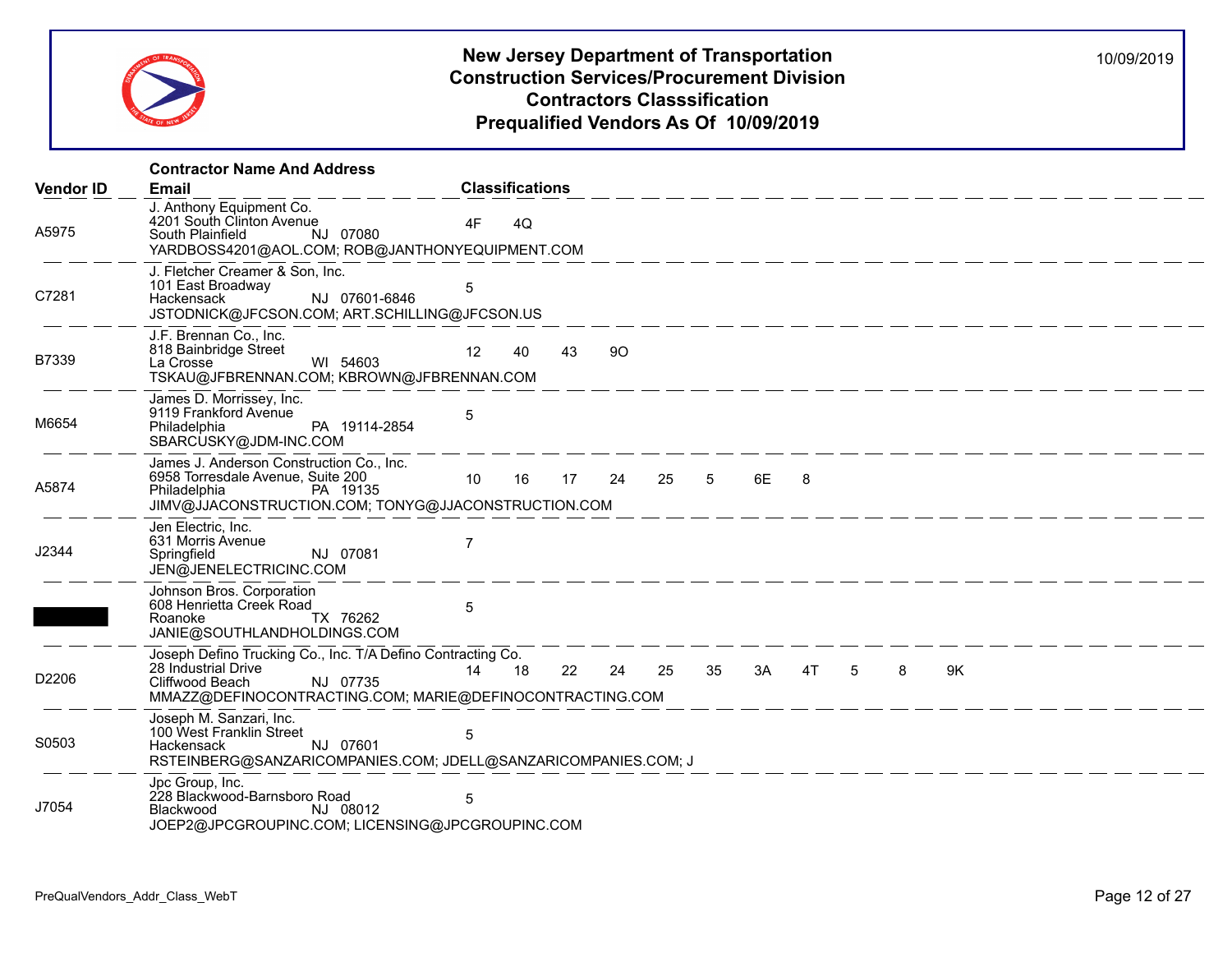# New Jersey Department of Transportation
## Construction Services/Procurement Division
## Contractors Classsification
## Prequalified Vendors As Of 10/09/2019

10/09/2019

| Vendor ID | Contractor Name And Address / Email | Classifications |
|---|---|---|
| A5975 | J. Anthony Equipment Co.<br>4201 South Clinton Avenue<br>South Plainfield NJ 07080<br>YARDBOSS4201@AOL.COM; ROB@JANTHONYEQUIPMENT.COM | 4F 4Q |
| C7281 | J. Fletcher Creamer & Son, Inc.<br>101 East Broadway<br>Hackensack NJ 07601-6846<br>JSTODNICK@JFCSON.COM; ART.SCHILLING@JFCSON.US | 5 |
| B7339 | J.F. Brennan Co., Inc.<br>818 Bainbridge Street<br>La Crosse WI 54603<br>TSKAU@JFBRENNAN.COM; KBROWN@JFBRENNAN.COM | 12 40 43 9O |
| M6654 | James D. Morrissey, Inc.<br>9119 Frankford Avenue<br>Philadelphia PA 19114-2854<br>SBARCUSKY@JDM-INC.COM | 5 |
| A5874 | James J. Anderson Construction Co., Inc.<br>6958 Torresdale Avenue, Suite 200<br>Philadelphia PA 19135<br>JIMV@JJACONSTRUCTION.COM; TONYG@JJACONSTRUCTION.COM | 10 16 17 24 25 5 6E 8 |
| J2344 | Jen Electric, Inc.<br>631 Morris Avenue<br>Springfield NJ 07081<br>JEN@JENELECTRICINC.COM | 7 |
| | Johnson Bros. Corporation<br>608 Henrietta Creek Road<br>Roanoke TX 76262<br>JANIE@SOUTHLANDHOLDINGS.COM | 5 |
| D2206 | Joseph Defino Trucking Co., Inc. T/A Defino Contracting Co.<br>28 Industrial Drive<br>Cliffwood Beach NJ 07735<br>MMAZZ@DEFINOCONTRACTING.COM; MARIE@DEFINOCONTRACTING.COM | 14 18 22 24 25 35 3A 4T 5 8 9K |
| S0503 | Joseph M. Sanzari, Inc.<br>100 West Franklin Street<br>Hackensack NJ 07601<br>RSTEINBERG@SANZARICOMPANIES.COM; JDELL@SANZARICOMPANIES.COM; J | 5 |
| J7054 | Jpc Group, Inc.<br>228 Blackwood-Barnsboro Road<br>Blackwood NJ 08012<br>JOEP2@JPCGROUPINC.COM; LICENSING@JPCGROUPINC.COM | 5 |

PreQualVendors_Addr_Class_WebT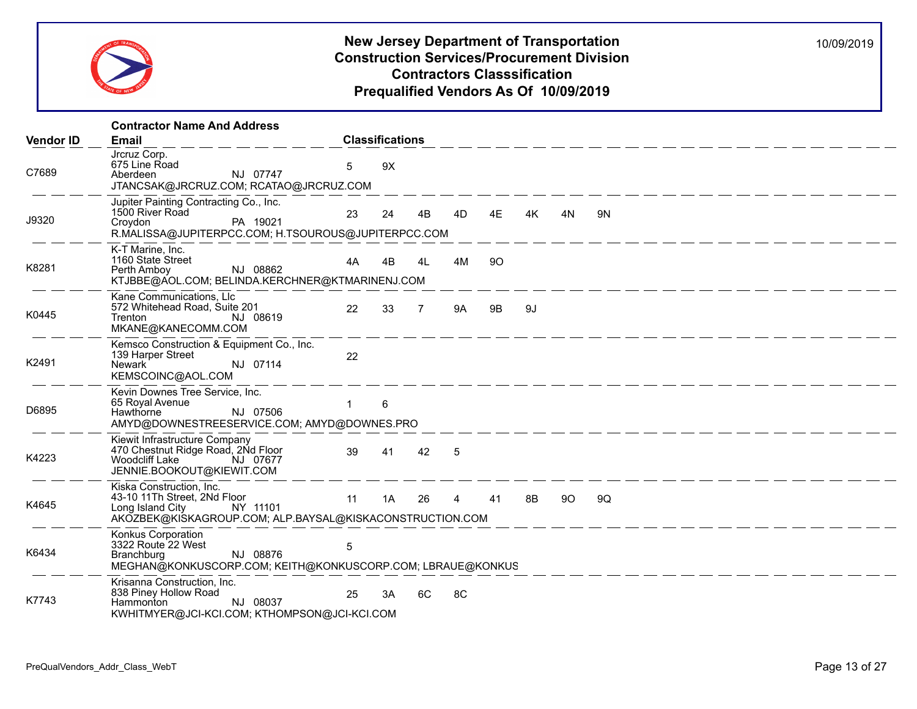# New Jersey Department of Transportation
## Construction Services/Procurement Division
## Contractors Classsification
## Prequalified Vendors As Of 10/09/2019

10/09/2019

| Vendor ID | Contractor Name And Address / Email | Classifications |
|---|---|---|
| C7689 | Jrcruz Corp.<br>675 Line Road<br>Aberdeen NJ 07747<br>JTANCSAK@JRCRUZ.COM; RCATAO@JRCRUZ.COM | 5 9X |
| J9320 | Jupiter Painting Contracting Co., Inc.<br>1500 River Road<br>Croydon PA 19021<br>R.MALISSA@JUPITERPCC.COM; H.TSOUROUS@JUPITERPCC.COM | 23 24 4B 4D 4E 4K 4N 9N |
| K8281 | K-T Marine, Inc.<br>1160 State Street<br>Perth Amboy NJ 08862<br>KTJBBE@AOL.COM; BELINDA.KERCHNER@KTMARINENJ.COM | 4A 4B 4L 4M 9O |
| K0445 | Kane Communications, Llc<br>572 Whitehead Road, Suite 201<br>Trenton NJ 08619<br>MKANE@KANECOMM.COM | 22 33 7 9A 9B 9J |
| K2491 | Kemsco Construction & Equipment Co., Inc.<br>139 Harper Street<br>Newark NJ 07114<br>KEMSCOINC@AOL.COM | 22 |
| D6895 | Kevin Downes Tree Service, Inc.<br>65 Royal Avenue<br>Hawthorne NJ 07506<br>AMYD@DOWNESTREESERVICE.COM; AMYD@DOWNES.PRO | 1 6 |
| K4223 | Kiewit Infrastructure Company<br>470 Chestnut Ridge Road, 2Nd Floor<br>Woodcliff Lake NJ 07677<br>JENNIE.BOOKOUT@KIEWIT.COM | 39 41 42 5 |
| K4645 | Kiska Construction, Inc.<br>43-10 11Th Street, 2Nd Floor<br>Long Island City NY 11101<br>AKOZBEK@KISKAGROUP.COM; ALP.BAYSAL@KISKACONSTRUCTION.COM | 11 1A 26 4 41 8B 9O 9Q |
| K6434 | Konkus Corporation<br>3322 Route 22 West<br>Branchburg NJ 08876<br>MEGHAN@KONKUSCORP.COM; KEITH@KONKUSCORP.COM; LBRAUE@KONKUS | 5 |
| K7743 | Krisanna Construction, Inc.<br>838 Piney Hollow Road<br>Hammonton NJ 08037<br>KWHITMYER@JCI-KCI.COM; KTHOMPSON@JCI-KCI.COM | 25 3A 6C 8C |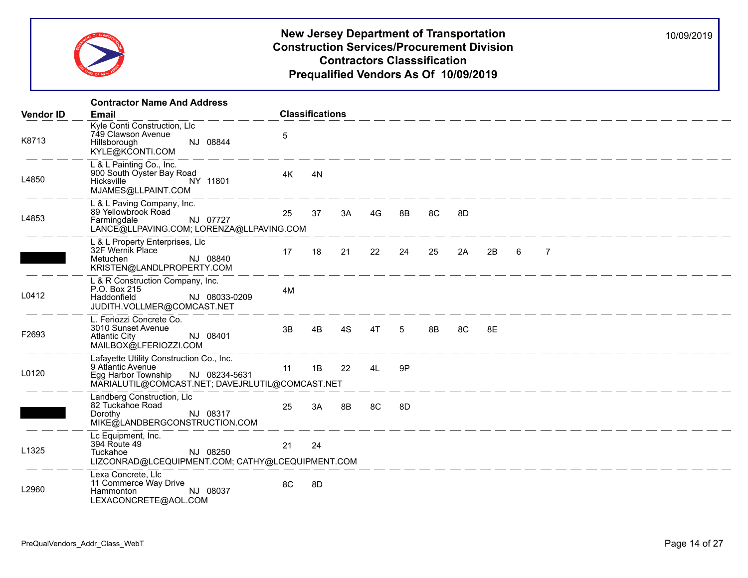# New Jersey Department of Transportation
## Construction Services/Procurement Division
## Contractors Classsification
## Prequalified Vendors As Of 10/09/2019

10/09/2019

| Vendor ID | Contractor Name And Address Email | Classifications |
|---|---|---|
| K8713 | Kyle Conti Construction, Llc<br>749 Clawson Avenue<br>Hillsborough NJ 08844<br>KYLE@KCONTI.COM | 5 |
| L4850 | L & L Painting Co., Inc.<br>900 South Oyster Bay Road<br>Hicksville NY 11801<br>MJAMES@LLPAINT.COM | 4K 4N |
| L4853 | L & L Paving Company, Inc.<br>89 Yellowbrook Road<br>Farmingdale NJ 07727<br>LANCE@LLPAVING.COM; LORENZA@LLPAVING.COM | 25 37 3A 4G 8B 8C 8D |
| | L & L Property Enterprises, Llc<br>32F Wernik Place<br>Metuchen NJ 08840<br>KRISTEN@LANDLPROPERTY.COM | 17 18 21 22 24 25 2A 2B 6 7 |
| L0412 | L & R Construction Company, Inc.<br>P.O. Box 215<br>Haddonfield NJ 08033-0209<br>JUDITH.VOLLMER@COMCAST.NET | 4M |
| F2693 | L. Feriozzi Concrete Co.<br>3010 Sunset Avenue<br>Atlantic City NJ 08401<br>MAILBOX@LFERIOZZI.COM | 3B 4B 4S 4T 5 8B 8C 8E |
| L0120 | Lafayette Utility Construction Co., Inc.<br>9 Atlantic Avenue<br>Egg Harbor Township NJ 08234-5631<br>MARIALUTIL@COMCAST.NET; DAVEJRLUTIL@COMCAST.NET | 11 1B 22 4L 9P |
| | Landberg Construction, Llc<br>82 Tuckahoe Road<br>Dorothy NJ 08317<br>MIKE@LANDBERGCONSTRUCTION.COM | 25 3A 8B 8C 8D |
| L1325 | Lc Equipment, Inc.<br>394 Route 49<br>Tuckahoe NJ 08250<br>LIZCONRAD@LCEQUIPMENT.COM; CATHY@LCEQUIPMENT.COM | 21 24 |
| L2960 | Lexa Concrete, Llc<br>11 Commerce Way Drive<br>Hammonton NJ 08037<br>LEXACONCRETE@AOL.COM | 8C 8D |

PreQualVendors_Addr_Class_WebT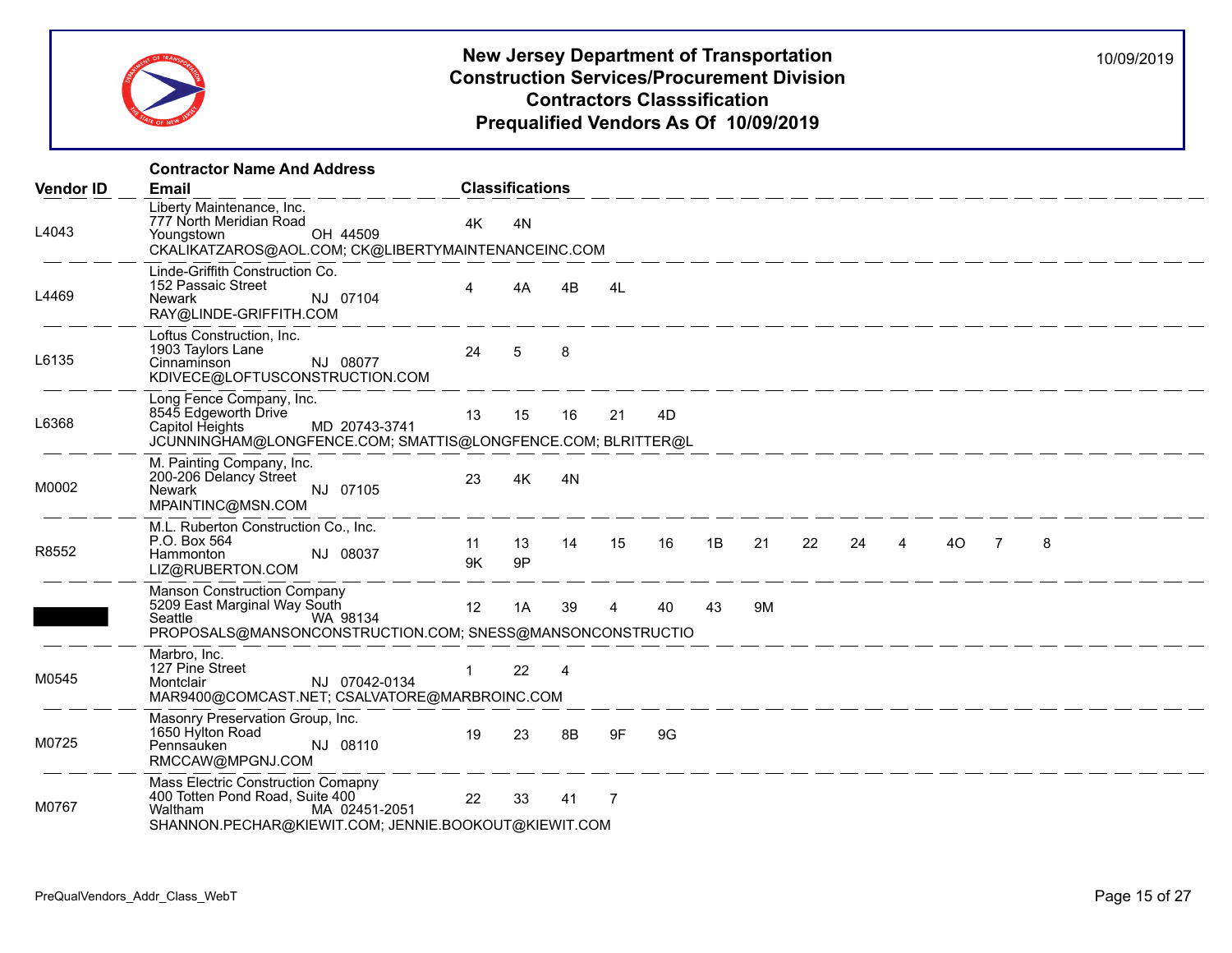# New Jersey Department of Transportation
## Construction Services/Procurement Division
## Contractors Classsification
## Prequalified Vendors As Of 10/09/2019

10/09/2019

| Vendor ID | Contractor Name And Address / Email | Classifications |
|---|---|---|
| L4043 | Liberty Maintenance, Inc.<br>777 North Meridian Road<br>Youngstown OH 44509<br>CKALIKATZAROS@AOL.COM; CK@LIBERTYMAINTENANCEINC.COM | 4K 4N |
| L4469 | Linde-Griffith Construction Co.<br>152 Passaic Street<br>Newark NJ 07104<br>RAY@LINDE-GRIFFITH.COM | 4 4A 4B 4L |
| L6135 | Loftus Construction, Inc.<br>1903 Taylors Lane<br>Cinnaminson NJ 08077<br>KDIVECE@LOFTUSCONSTRUCTION.COM | 24 5 8 |
| L6368 | Long Fence Company, Inc.<br>8545 Edgeworth Drive<br>Capitol Heights MD 20743-3741<br>JCUNNINGHAM@LONGFENCE.COM; SMATTIS@LONGFENCE.COM; BLRITTER@L | 13 15 16 21 4D |
| M0002 | M. Painting Company, Inc.<br>200-206 Delancy Street<br>Newark NJ 07105<br>MPAINTINC@MSN.COM | 23 4K 4N |
| R8552 | M.L. Ruberton Construction Co., Inc.<br>P.O. Box 564<br>Hammonton NJ 08037<br>LIZ@RUBERTON.COM | 11 13 14 15 16 1B 21 22 24 4 4O 7 8<br>9K 9P |
| | Manson Construction Company<br>5209 East Marginal Way South<br>Seattle WA 98134<br>PROPOSALS@MANSONCONSTRUCTION.COM; SNESS@MANSONCONSTRUCTIO | 12 1A 39 4 40 43 9M |
| M0545 | Marbro, Inc.<br>127 Pine Street<br>Montclair NJ 07042-0134<br>MAR9400@COMCAST.NET; CSALVATORE@MARBROINC.COM | 1 22 4 |
| M0725 | Masonry Preservation Group, Inc.<br>1650 Hylton Road<br>Pennsauken NJ 08110<br>RMCCAW@MPGNJ.COM | 19 23 8B 9F 9G |
| M0767 | Mass Electric Construction Comapny<br>400 Totten Pond Road, Suite 400<br>Waltham MA 02451-2051<br>SHANNON.PECHAR@KIEWIT.COM; JENNIE.BOOKOUT@KIEWIT.COM | 22 33 41 7 |

PreQualVendors_Addr_Class_WebT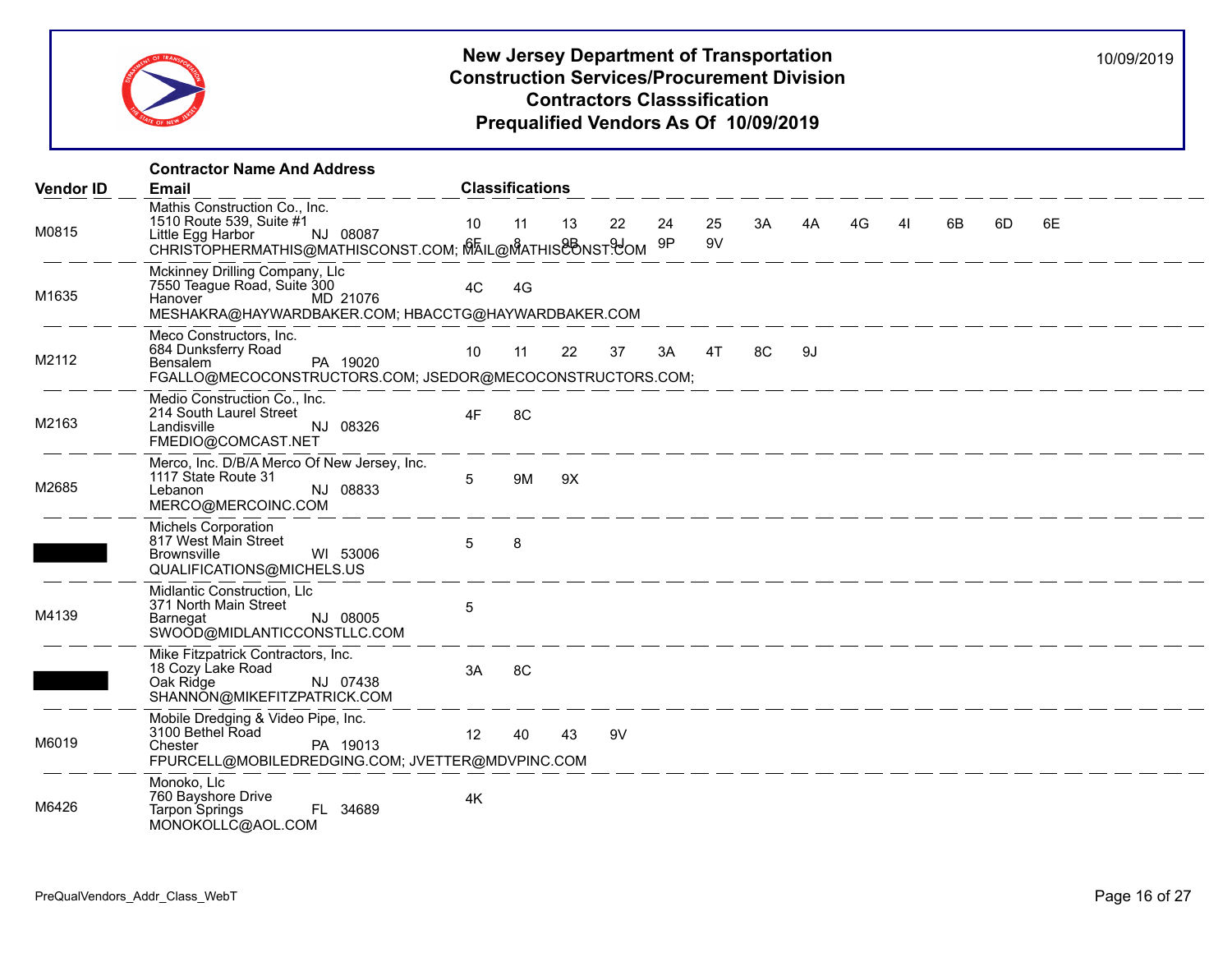# New Jersey Department of Transportation
## Construction Services/Procurement Division
## Contractors Classsification
## Prequalified Vendors As Of 10/09/2019

10/09/2019

| Vendor ID | Contractor Name And Address / Email | Classifications |
|---|---|---|
| M0815 | Mathis Construction Co., Inc.<br>1510 Route 539, Suite #1<br>Little Egg Harbor NJ 08087<br>CHRISTOPHERMATHIS@MATHISCONST.COM; MAIL@MATHISCONST.COM | 10 11 13 22 24 25 3A 4A 4G 4I 6B 6D 6E 6F 8 9B 9J 9P 9V |
| M1635 | Mckinney Drilling Company, Llc<br>7550 Teague Road, Suite 300<br>Hanover MD 21076<br>MESHAKRA@HAYWARDBAKER.COM; HBACCTG@HAYWARDBAKER.COM | 4C 4G |
| M2112 | Meco Constructors, Inc.<br>684 Dunksferry Road<br>Bensalem PA 19020<br>FGALLO@MECOCONSTRUCTORS.COM; JSEDOR@MECOCONSTRUCTORS.COM; | 10 11 22 37 3A 4T 8C 9J |
| M2163 | Medio Construction Co., Inc.<br>214 South Laurel Street<br>Landisville NJ 08326<br>FMEDIO@COMCAST.NET | 4F 8C |
| M2685 | Merco, Inc. D/B/A Merco Of New Jersey, Inc.<br>1117 State Route 31<br>Lebanon NJ 08833<br>MERCO@MERCOINC.COM | 5 9M 9X |
| | Michels Corporation<br>817 West Main Street<br>Brownsville WI 53006<br>QUALIFICATIONS@MICHELS.US | 5 8 |
| M4139 | Midlantic Construction, Llc<br>371 North Main Street<br>Barnegat NJ 08005<br>SWOOD@MIDLANTICCONSTLLC.COM | 5 |
| | Mike Fitzpatrick Contractors, Inc.<br>18 Cozy Lake Road<br>Oak Ridge NJ 07438<br>SHANNON@MIKEFITZPATRICK.COM | 3A 8C |
| M6019 | Mobile Dredging & Video Pipe, Inc.<br>3100 Bethel Road<br>Chester PA 19013<br>FPURCELL@MOBILEDREDGING.COM; JVETTER@MDVPINC.COM | 12 40 43 9V |
| M6426 | Monoko, Llc<br>760 Bayshore Drive<br>Tarpon Springs FL 34689<br>MONOKOLLC@AOL.COM | 4K |

PreQualVendors_Addr_Class_WebT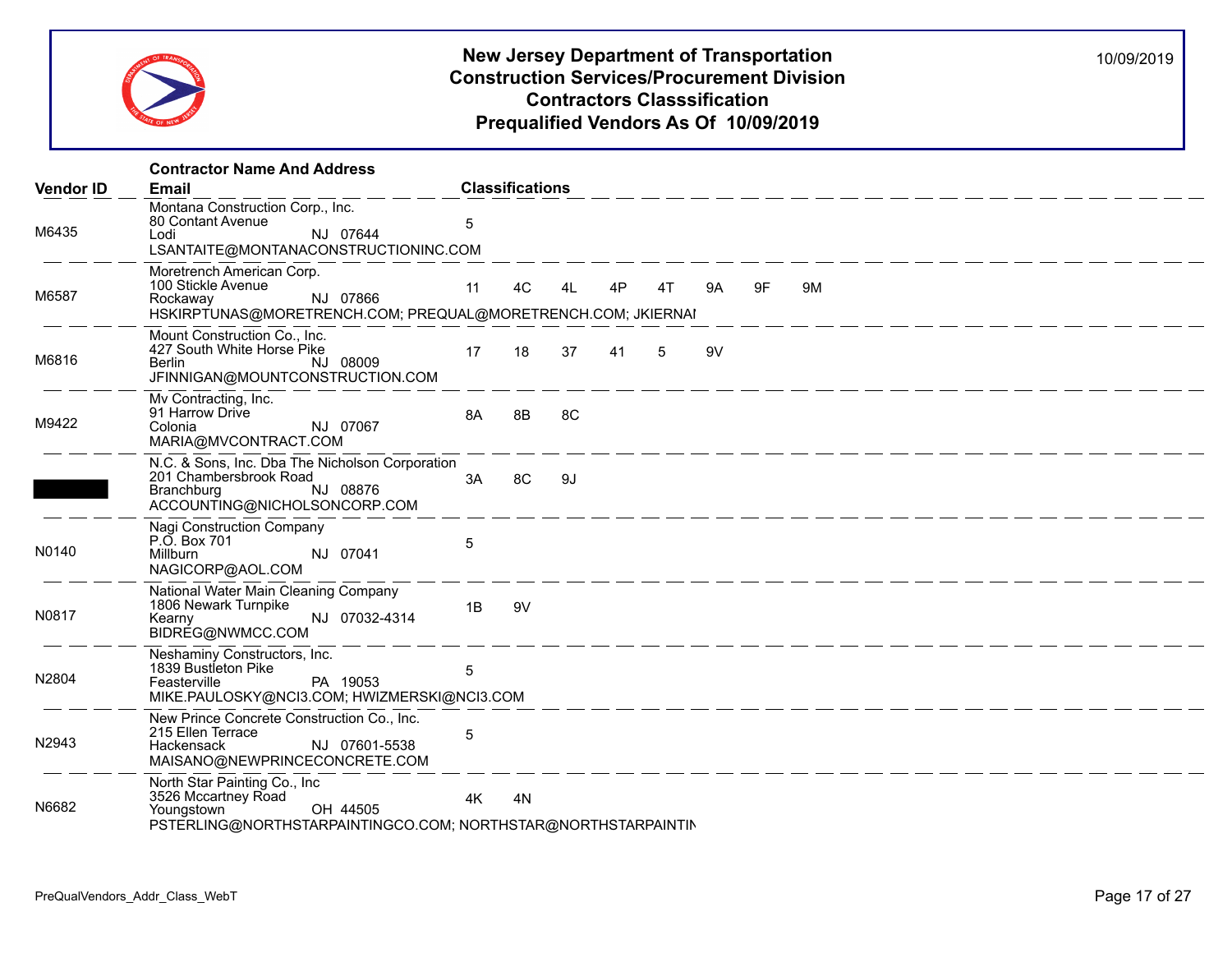# New Jersey Department of Transportation
## Construction Services/Procurement Division
## Contractors Classsification
## Prequalified Vendors As Of 10/09/2019

10/09/2019

| Vendor ID | Contractor Name And Address / Email | Classifications | | | | | | | |
|---|---|---|---|---|---|---|---|---|---|
| M6435 | Montana Construction Corp., Inc.<br>80 Contant Avenue<br>Lodi NJ 07644<br>LSANTAITE@MONTANACONSTRUCTIONINC.COM | 5 | | | | | | | |
| M6587 | Moretrench American Corp.<br>100 Stickle Avenue<br>Rockaway NJ 07866<br>HSKIRPTUNAS@MORETRENCH.COM; PREQUAL@MORETRENCH.COM; JKIERNAI | 11 | 4C | 4L | 4P | 4T | 9A | 9F | 9M |
| M6816 | Mount Construction Co., Inc.<br>427 South White Horse Pike<br>Berlin NJ 08009<br>JFINNIGAN@MOUNTCONSTRUCTION.COM | 17 | 18 | 37 | 41 | 5 | 9V | | |
| M9422 | Mv Contracting, Inc.<br>91 Harrow Drive<br>Colonia NJ 07067<br>MARIA@MVCONTRACT.COM | 8A | 8B | 8C | | | | | |
| | N.C. & Sons, Inc. Dba The Nicholson Corporation<br>201 Chambersbrook Road<br>Branchburg NJ 08876<br>ACCOUNTING@NICHOLSONCORP.COM | 3A | 8C | 9J | | | | | |
| N0140 | Nagi Construction Company<br>P.O. Box 701<br>Millburn NJ 07041<br>NAGICORP@AOL.COM | 5 | | | | | | | |
| N0817 | National Water Main Cleaning Company<br>1806 Newark Turnpike<br>Kearny NJ 07032-4314<br>BIDREG@NWMCC.COM | 1B | 9V | | | | | | |
| N2804 | Neshaminy Constructors, Inc.<br>1839 Bustleton Pike<br>Feasterville PA 19053<br>MIKE.PAULOSKY@NCI3.COM; HWIZMERSKI@NCI3.COM | 5 | | | | | | | |
| N2943 | New Prince Concrete Construction Co., Inc.<br>215 Ellen Terrace<br>Hackensack NJ 07601-5538<br>MAISANO@NEWPRINCECONCRETE.COM | 5 | | | | | | | |
| N6682 | North Star Painting Co., Inc<br>3526 Mccartney Road<br>Youngstown OH 44505<br>PSTERLING@NORTHSTARPAINTINGCO.COM; NORTHSTAR@NORTHSTARPAINTIN | 4K | 4N | | | | | | |

PreQualVendors_Addr_Class_WebT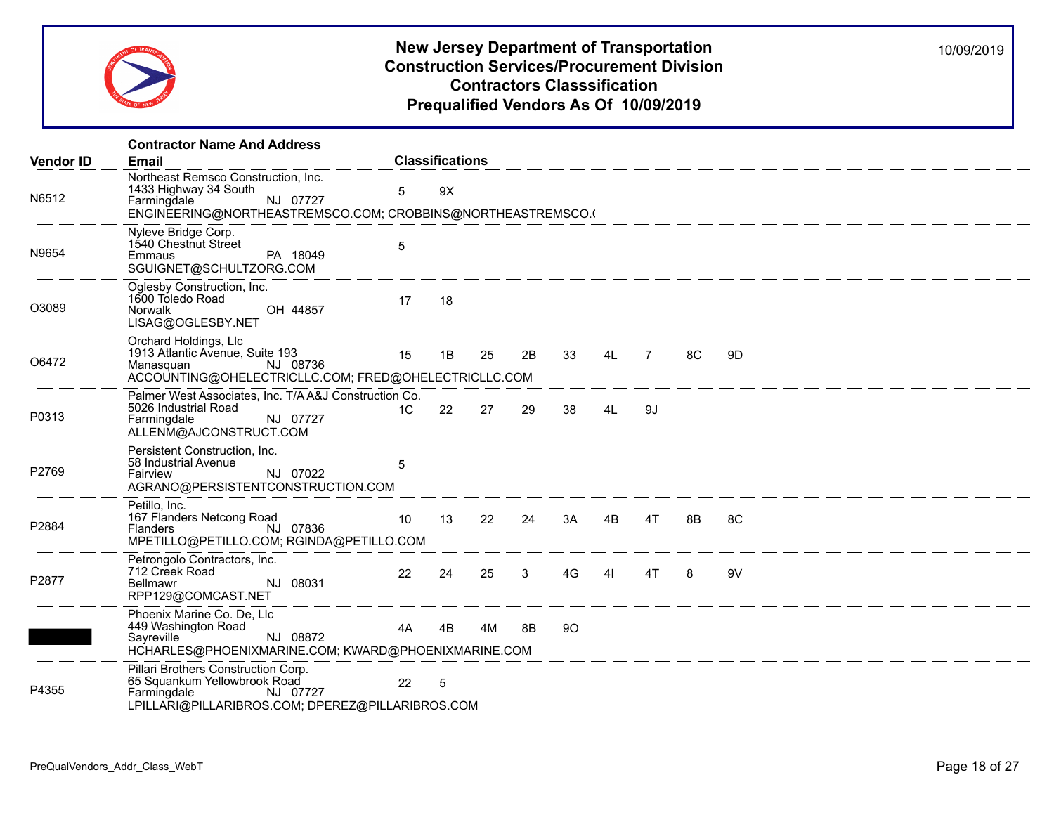# New Jersey Department of Transportation
## Construction Services/Procurement Division
## Contractors Classsification
## Prequalified Vendors As Of 10/09/2019

10/09/2019

| Vendor ID | Contractor Name And Address / Email | Classifications | | | | | | | | |
|---|---|---|---|---|---|---|---|---|---|---|
| N6512 | Northeast Remsco Construction, Inc.<br>1433 Highway 34 South<br>Farmingdale NJ 07727<br>ENGINEERING@NORTHEASTREMSCO.COM; CROBBINS@NORTHEASTREMSCO.( | 5 | 9X | | | | | | | |
| N9654 | Nyleve Bridge Corp.<br>1540 Chestnut Street<br>Emmaus PA 18049<br>SGUIGNET@SCHULTZORG.COM | 5 | | | | | | | | |
| O3089 | Oglesby Construction, Inc.<br>1600 Toledo Road<br>Norwalk OH 44857<br>LISAG@OGLESBY.NET | 17 | 18 | | | | | | | |
| O6472 | Orchard Holdings, Llc<br>1913 Atlantic Avenue, Suite 193<br>Manasquan NJ 08736<br>ACCOUNTING@OHELECTRICLLC.COM; FRED@OHELECTRICLLC.COM | 15 | 1B | 25 | 2B | 33 | 4L | 7 | 8C | 9D |
| P0313 | Palmer West Associates, Inc. T/A A&J Construction Co.<br>5026 Industrial Road<br>Farmingdale NJ 07727<br>ALLENM@AJCONSTRUCT.COM | 1C | 22 | 27 | 29 | 38 | 4L | 9J | | |
| P2769 | Persistent Construction, Inc.<br>58 Industrial Avenue<br>Fairview NJ 07022<br>AGRANO@PERSISTENTCONSTRUCTION.COM | 5 | | | | | | | | |
| P2884 | Petillo, Inc.<br>167 Flanders Netcong Road<br>Flanders NJ 07836<br>MPETILLO@PETILLO.COM; RGINDA@PETILLO.COM | 10 | 13 | 22 | 24 | 3A | 4B | 4T | 8B | 8C |
| P2877 | Petrongolo Contractors, Inc.<br>712 Creek Road<br>Bellmawr NJ 08031<br>RPP129@COMCAST.NET | 22 | 24 | 25 | 3 | 4G | 4I | 4T | 8 | 9V |
| | Phoenix Marine Co. De, Llc<br>449 Washington Road<br>Sayreville NJ 08872<br>HCHARLES@PHOENIXMARINE.COM; KWARD@PHOENIXMARINE.COM | 4A | 4B | 4M | 8B | 9O | | | | |
| P4355 | Pillari Brothers Construction Corp.<br>65 Squankum Yellowbrook Road<br>Farmingdale NJ 07727<br>LPILLARI@PILLARIBROS.COM; DPEREZ@PILLARIBROS.COM | 22 | 5 | | | | | | | |

PreQualVendors_Addr_Class_WebT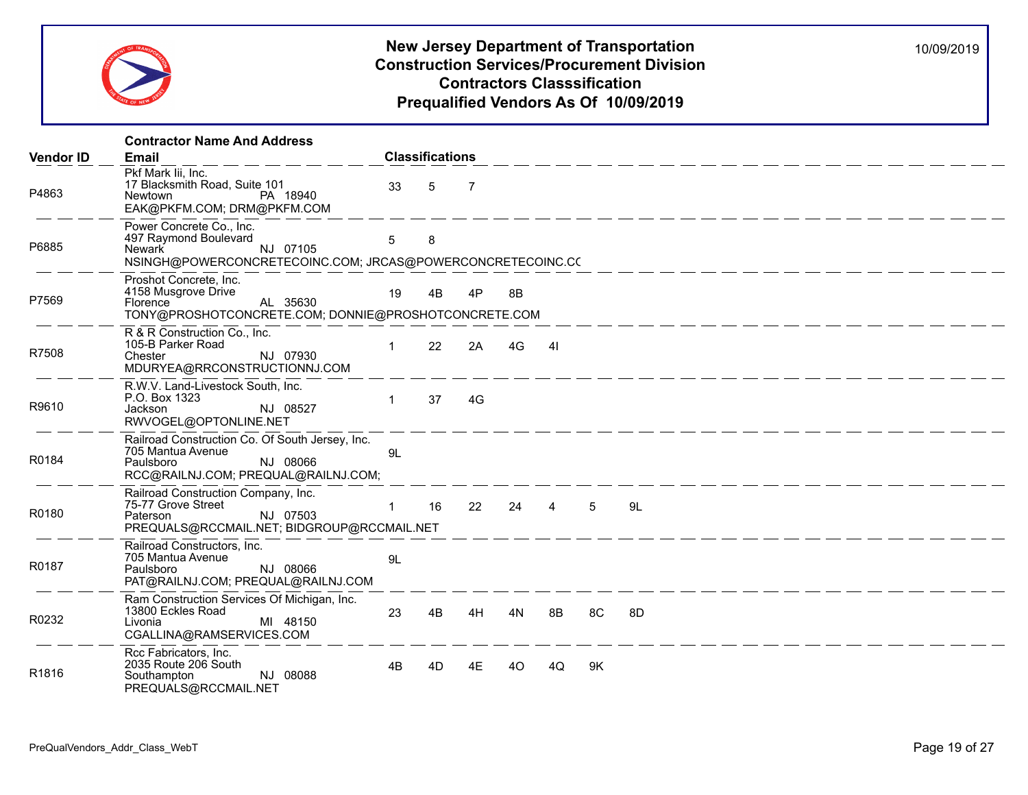# New Jersey Department of Transportation
## Construction Services/Procurement Division
## Contractors Classsification
## Prequalified Vendors As Of 10/09/2019

10/09/2019

| Vendor ID | Contractor Name And Address / Email | Classifications | | | | | | |
|---|---|---|---|---|---|---|---|---|
| P4863 | Pkf Mark Iii, Inc.<br>17 Blacksmith Road, Suite 101<br>Newtown PA 18940<br>EAK@PKFM.COM; DRM@PKFM.COM | 33 | 5 | 7 | | | | |
| P6885 | Power Concrete Co., Inc.<br>497 Raymond Boulevard<br>Newark NJ 07105<br>NSINGH@POWERCONCRETECOINC.COM; JRCAS@POWERCONCRETECOINC.CC | 5 | 8 | | | | | |
| P7569 | Proshot Concrete, Inc.<br>4158 Musgrove Drive<br>Florence AL 35630<br>TONY@PROSHOTCONCRETE.COM; DONNIE@PROSHOTCONCRETE.COM | 19 | 4B | 4P | 8B | | | |
| R7508 | R & R Construction Co., Inc.<br>105-B Parker Road<br>Chester NJ 07930<br>MDURYEA@RRCONSTRUCTIONNJ.COM | 1 | 22 | 2A | 4G | 4I | | |
| R9610 | R.W.V. Land-Livestock South, Inc.<br>P.O. Box 1323<br>Jackson NJ 08527<br>RWVOGEL@OPTONLINE.NET | 1 | 37 | 4G | | | | |
| R0184 | Railroad Construction Co. Of South Jersey, Inc.<br>705 Mantua Avenue<br>Paulsboro NJ 08066<br>RCC@RAILNJ.COM; PREQUAL@RAILNJ.COM; | 9L | | | | | | |
| R0180 | Railroad Construction Company, Inc.<br>75-77 Grove Street<br>Paterson NJ 07503<br>PREQUALS@RCCMAIL.NET; BIDGROUP@RCCMAIL.NET | 1 | 16 | 22 | 24 | 4 | 5 | 9L |
| R0187 | Railroad Constructors, Inc.<br>705 Mantua Avenue<br>Paulsboro NJ 08066<br>PAT@RAILNJ.COM; PREQUAL@RAILNJ.COM | 9L | | | | | | |
| R0232 | Ram Construction Services Of Michigan, Inc.<br>13800 Eckles Road<br>Livonia MI 48150<br>CGALLINA@RAMSERVICES.COM | 23 | 4B | 4H | 4N | 8B | 8C | 8D |
| R1816 | Rcc Fabricators, Inc.<br>2035 Route 206 South<br>Southampton NJ 08088<br>PREQUALS@RCCMAIL.NET | 4B | 4D | 4E | 4O | 4Q | 9K | |

PreQualVendors_Addr_Class_WebT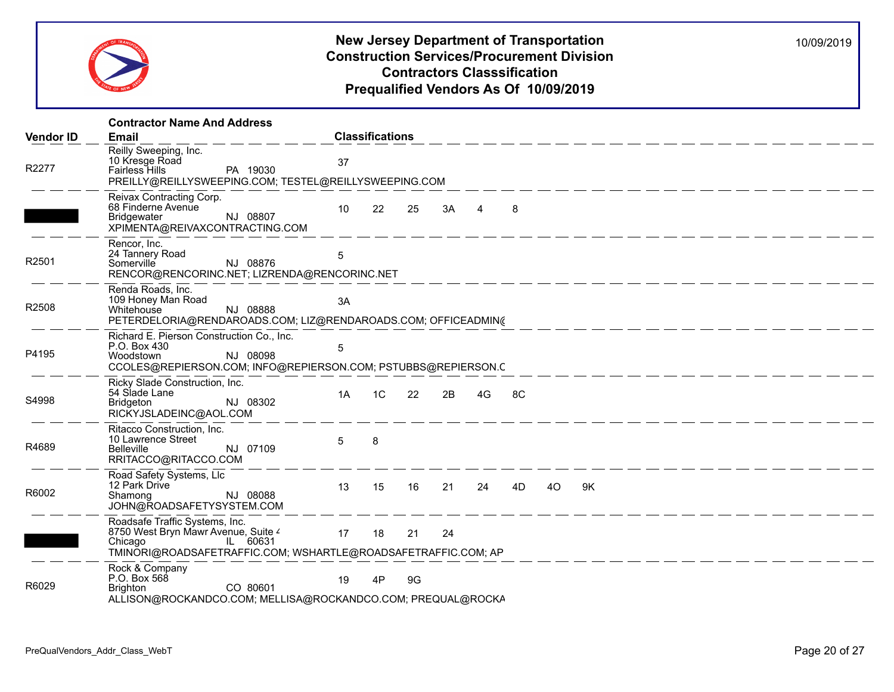# New Jersey Department of Transportation
## Construction Services/Procurement Division
## Contractors Classsification
## Prequalified Vendors As Of 10/09/2019

10/09/2019

| Vendor ID | Contractor Name And Address / Email | Classifications |
|---|---|---|
| R2277 | Reilly Sweeping, Inc.<br>10 Kresge Road<br>Fairless Hills PA 19030<br>PREILLY@REILLYSWEEPING.COM; TESTEL@REILLYSWEEPING.COM | 37 |
| | Reivax Contracting Corp.<br>68 Finderne Avenue<br>Bridgewater NJ 08807<br>XPIMENTA@REIVAXCONTRACTING.COM | 10 22 25 3A 4 8 |
| R2501 | Rencor, Inc.<br>24 Tannery Road<br>Somerville NJ 08876<br>RENCOR@RENCORINC.NET; LIZRENDA@RENCORINC.NET | 5 |
| R2508 | Renda Roads, Inc.<br>109 Honey Man Road<br>Whitehouse NJ 08888<br>PETERDELORIA@RENDAROADS.COM; LIZ@RENDAROADS.COM; OFFICEADMIN@ | 3A |
| P4195 | Richard E. Pierson Construction Co., Inc.<br>P.O. Box 430<br>Woodstown NJ 08098<br>CCOLES@REPIERSON.COM; INFO@REPIERSON.COM; PSTUBBS@REPIERSON.C | 5 |
| S4998 | Ricky Slade Construction, Inc.<br>54 Slade Lane<br>Bridgeton NJ 08302<br>RICKYJSLADEINC@AOL.COM | 1A 1C 22 2B 4G 8C |
| R4689 | Ritacco Construction, Inc.<br>10 Lawrence Street<br>Belleville NJ 07109<br>RRITACCO@RITACCO.COM | 5 8 |
| R6002 | Road Safety Systems, Llc<br>12 Park Drive<br>Shamong NJ 08088<br>JOHN@ROADSAFETYSYSTEM.COM | 13 15 16 21 24 4D 4O 9K |
| | Roadsafe Traffic Systems, Inc.<br>8750 West Bryn Mawr Avenue, Suite 4<br>Chicago IL 60631<br>TMINORI@ROADSAFETRAFFIC.COM; WSHARTLE@ROADSAFETRAFFIC.COM; AP | 17 18 21 24 |
| R6029 | Rock & Company<br>P.O. Box 568<br>Brighton CO 80601<br>ALLISON@ROCKANDCO.COM; MELLISA@ROCKANDCO.COM; PREQUAL@ROCKA | 19 4P 9G |

PreQualVendors_Addr_Class_WebT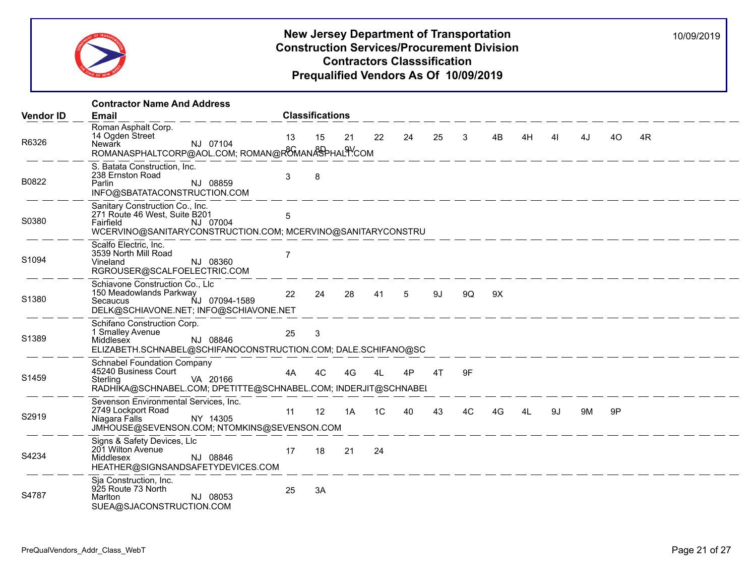# New Jersey Department of Transportation
## Construction Services/Procurement Division
## Contractors Classsification
## Prequalified Vendors As Of 10/09/2019

10/09/2019

| Vendor ID | Contractor Name And Address / Email | Classifications |
|---|---|---|
| R6326 | Roman Asphalt Corp.<br>14 Ogden Street<br>Newark NJ 07104<br>ROMANASPHALTCORP@AOL.COM; ROMAN@ROMANASPHALT.COM | 13 15 21 22 24 25 3 4B 4H 4I 4J 4O 4R 8C 8D 9V |
| B0822 | S. Batata Construction, Inc.<br>238 Ernston Road<br>Parlin NJ 08859<br>INFO@SBATATACONSTRUCTION.COM | 3 8 |
| S0380 | Sanitary Construction Co., Inc.<br>271 Route 46 West, Suite B201<br>Fairfield NJ 07004<br>WCERVINO@SANITARYCONSTRUCTION.COM; MCERVINO@SANITARYCONSTRU | 5 |
| S1094 | Scalfo Electric, Inc.<br>3539 North Mill Road<br>Vineland NJ 08360<br>RGROUSER@SCALFOELECTRIC.COM | 7 |
| S1380 | Schiavone Construction Co., Llc<br>150 Meadowlands Parkway<br>Secaucus NJ 07094-1589<br>DELK@SCHIAVONE.NET; INFO@SCHIAVONE.NET | 22 24 28 41 5 9J 9Q 9X |
| S1389 | Schifano Construction Corp.<br>1 Smalley Avenue<br>Middlesex NJ 08846<br>ELIZABETH.SCHNABEL@SCHIFANOCONSTRUCTION.COM; DALE.SCHIFANO@SC | 25 3 |
| S1459 | Schnabel Foundation Company<br>45240 Business Court<br>Sterling VA 20166<br>RADHIKA@SCHNABEL.COM; DPETITTE@SCHNABEL.COM; INDERJIT@SCHNABEL | 4A 4C 4G 4L 4P 4T 9F |
| S2919 | Sevenson Environmental Services, Inc.<br>2749 Lockport Road<br>Niagara Falls NY 14305<br>JMHOUSE@SEVENSON.COM; NTOMKINS@SEVENSON.COM | 11 12 1A 1C 40 43 4C 4G 4L 9J 9M 9P |
| S4234 | Signs & Safety Devices, Llc<br>201 Wilton Avenue<br>Middlesex NJ 08846<br>HEATHER@SIGNSANDSAFETYDEVICES.COM | 17 18 21 24 |
| S4787 | Sja Construction, Inc.<br>925 Route 73 North<br>Marlton NJ 08053<br>SUEA@SJACONSTRUCTION.COM | 25 3A |

PreQualVendors_Addr_Class_WebT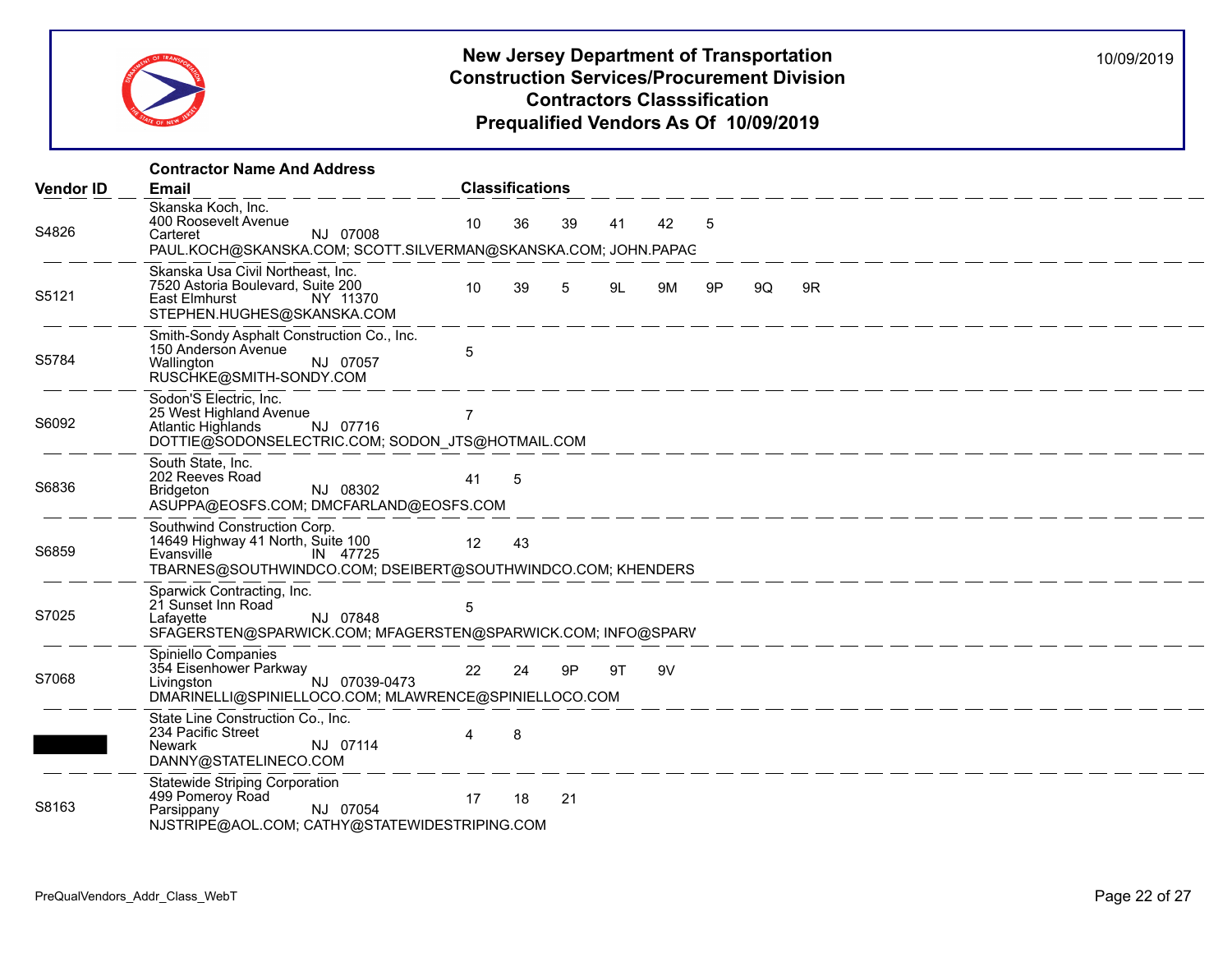# New Jersey Department of Transportation
## Construction Services/Procurement Division
## Contractors Classsification
## Prequalified Vendors As Of 10/09/2019

10/09/2019

| Vendor ID | Contractor Name And Address / Email | Classifications | | | | | | | |
|---|---|---|---|---|---|---|---|---|---|
| S4826 | Skanska Koch, Inc.<br>400 Roosevelt Avenue<br>Carteret NJ 07008<br>PAUL.KOCH@SKANSKA.COM; SCOTT.SILVERMAN@SKANSKA.COM; JOHN.PAPAG | 10 | 36 | 39 | 41 | 42 | 5 | | |
| S5121 | Skanska Usa Civil Northeast, Inc.<br>7520 Astoria Boulevard, Suite 200<br>East Elmhurst NY 11370<br>STEPHEN.HUGHES@SKANSKA.COM | 10 | 39 | 5 | 9L | 9M | 9P | 9Q | 9R |
| S5784 | Smith-Sondy Asphalt Construction Co., Inc.<br>150 Anderson Avenue<br>Wallington NJ 07057<br>RUSCHKE@SMITH-SONDY.COM | 5 | | | | | | | |
| S6092 | Sodon'S Electric, Inc.<br>25 West Highland Avenue<br>Atlantic Highlands NJ 07716<br>DOTTIE@SODONSELECTRIC.COM; SODON_JTS@HOTMAIL.COM | 7 | | | | | | | |
| S6836 | South State, Inc.<br>202 Reeves Road<br>Bridgeton NJ 08302<br>ASUPPA@EOSFS.COM; DMCFARLAND@EOSFS.COM | 41 | 5 | | | | | | |
| S6859 | Southwind Construction Corp.<br>14649 Highway 41 North, Suite 100<br>Evansville IN 47725<br>TBARNES@SOUTHWINDCO.COM; DSEIBERT@SOUTHWINDCO.COM; KHENDERS | 12 | 43 | | | | | | |
| S7025 | Sparwick Contracting, Inc.<br>21 Sunset Inn Road<br>Lafayette NJ 07848<br>SFAGERSTEN@SPARWICK.COM; MFAGERSTEN@SPARWICK.COM; INFO@SPARV | 5 | | | | | | | |
| S7068 | Spiniello Companies<br>354 Eisenhower Parkway<br>Livingston NJ 07039-0473<br>DMARINELLI@SPINIELLOCO.COM; MLAWRENCE@SPINIELLOCO.COM | 22 | 24 | 9P | 9T | 9V | | | |
| | State Line Construction Co., Inc.<br>234 Pacific Street<br>Newark NJ 07114<br>DANNY@STATELINECO.COM | 4 | 8 | | | | | | |
| S8163 | Statewide Striping Corporation<br>499 Pomeroy Road<br>Parsippany NJ 07054<br>NJSTRIPE@AOL.COM; CATHY@STATEWIDESTRIPING.COM | 17 | 18 | 21 | | | | | |

PreQualVendors_Addr_Class_WebT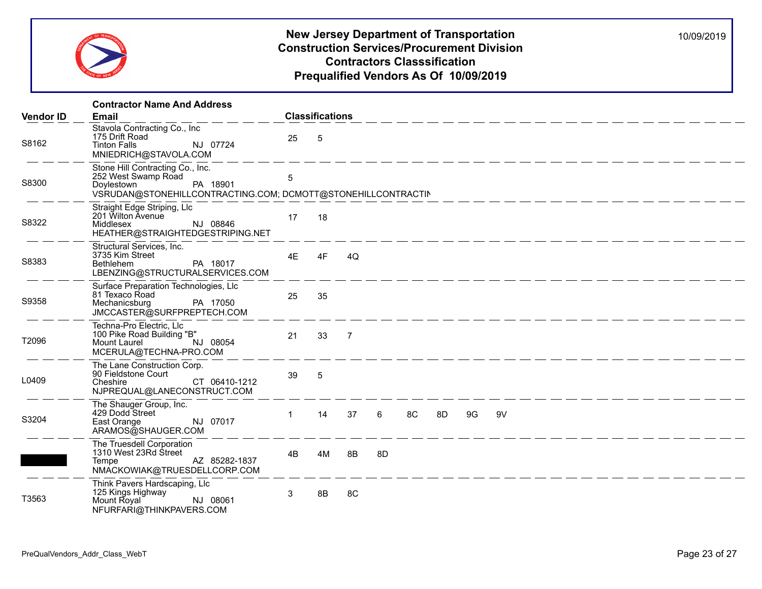# New Jersey Department of Transportation
## Construction Services/Procurement Division
## Contractors Classsification
## Prequalified Vendors As Of 10/09/2019

10/09/2019

| Vendor ID | Contractor Name And Address / Email | Classifications |
|---|---|---|
| S8162 | Stavola Contracting Co., Inc<br>175 Drift Road<br>Tinton Falls NJ 07724<br>MNIEDRICH@STAVOLA.COM | 25 5 |
| S8300 | Stone Hill Contracting Co., Inc.<br>252 West Swamp Road<br>Doylestown PA 18901<br>VSRUDAN@STONEHILLCONTRACTING.COM; DCMOTT@STONEHILLCONTRACTIN | 5 |
| S8322 | Straight Edge Striping, Llc<br>201 Wilton Avenue<br>Middlesex NJ 08846<br>HEATHER@STRAIGHTEDGESTRIPING.NET | 17 18 |
| S8383 | Structural Services, Inc.<br>3735 Kim Street<br>Bethlehem PA 18017<br>LBENZING@STRUCTURALSERVICES.COM | 4E 4F 4Q |
| S9358 | Surface Preparation Technologies, Llc<br>81 Texaco Road<br>Mechanicsburg PA 17050<br>JMCCASTER@SURFPREPTECH.COM | 25 35 |
| T2096 | Techna-Pro Electric, Llc<br>100 Pike Road Building "B"<br>Mount Laurel NJ 08054<br>MCERULA@TECHNA-PRO.COM | 21 33 7 |
| L0409 | The Lane Construction Corp.<br>90 Fieldstone Court<br>Cheshire CT 06410-1212<br>NJPREQUAL@LANECONSTRUCT.COM | 39 5 |
| S3204 | The Shauger Group, Inc.<br>429 Dodd Street<br>East Orange NJ 07017<br>ARAMOS@SHAUGER.COM | 1 14 37 6 8C 8D 9G 9V |
| | The Truesdell Corporation<br>1310 West 23Rd Street<br>Tempe AZ 85282-1837<br>NMACKOWIAK@TRUESDELLCORP.COM | 4B 4M 8B 8D |
| T3563 | Think Pavers Hardscaping, Llc<br>125 Kings Highway<br>Mount Royal NJ 08061<br>NFURFARI@THINKPAVERS.COM | 3 8B 8C |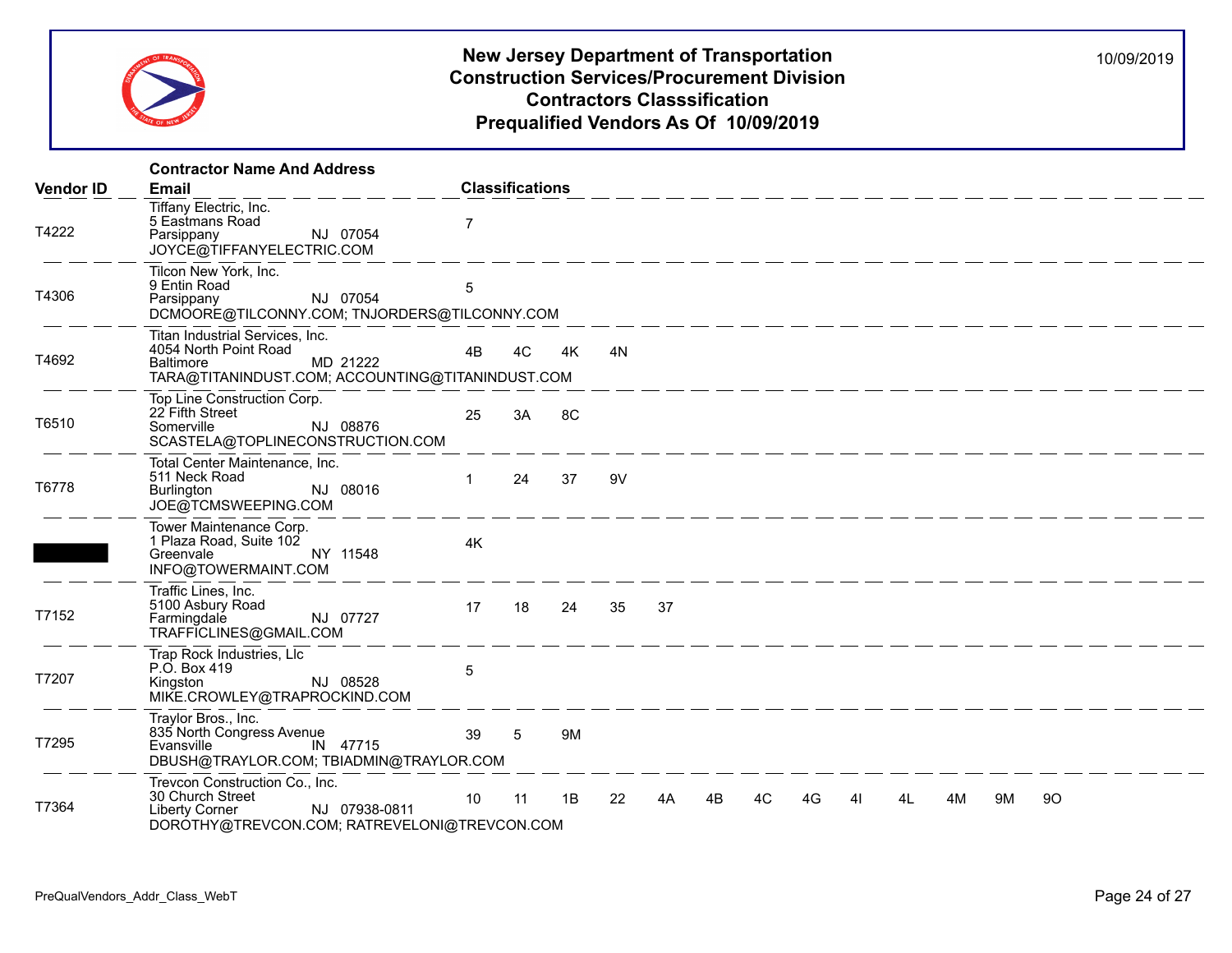# New Jersey Department of Transportation
## Construction Services/Procurement Division
## Contractors Classsification
## Prequalified Vendors As Of 10/09/2019

10/09/2019

| Vendor ID | Contractor Name And Address / Email | Classifications |
| --- | --- | --- |
| T4222 | Tiffany Electric, Inc.<br>5 Eastmans Road<br>Parsippany NJ 07054<br>JOYCE@TIFFANYELECTRIC.COM | 7 |
| T4306 | Tilcon New York, Inc.<br>9 Entin Road<br>Parsippany NJ 07054<br>DCMOORE@TILCONNY.COM; TNJORDERS@TILCONNY.COM | 5 |
| T4692 | Titan Industrial Services, Inc.<br>4054 North Point Road<br>Baltimore MD 21222<br>TARA@TITANINDUST.COM; ACCOUNTING@TITANINDUST.COM | 4B 4C 4K 4N |
| T6510 | Top Line Construction Corp.<br>22 Fifth Street<br>Somerville NJ 08876<br>SCASTELA@TOPLINECONSTRUCTION.COM | 25 3A 8C |
| T6778 | Total Center Maintenance, Inc.<br>511 Neck Road<br>Burlington NJ 08016<br>JOE@TCMSWEEPING.COM | 1 24 37 9V |
| | Tower Maintenance Corp.<br>1 Plaza Road, Suite 102<br>Greenvale NY 11548<br>INFO@TOWERMAINT.COM | 4K |
| T7152 | Traffic Lines, Inc.<br>5100 Asbury Road<br>Farmingdale NJ 07727<br>TRAFFICLINES@GMAIL.COM | 17 18 24 35 37 |
| T7207 | Trap Rock Industries, Llc<br>P.O. Box 419<br>Kingston NJ 08528<br>MIKE.CROWLEY@TRAPROCKIND.COM | 5 |
| T7295 | Traylor Bros., Inc.<br>835 North Congress Avenue<br>Evansville IN 47715<br>DBUSH@TRAYLOR.COM; TBIADMIN@TRAYLOR.COM | 39 5 9M |
| T7364 | Trevcon Construction Co., Inc.<br>30 Church Street<br>Liberty Corner NJ 07938-0811<br>DOROTHY@TREVCON.COM; RATREVELONI@TREVCON.COM | 10 11 1B 22 4A 4B 4C 4G 4I 4L 4M 9M 9O |

PreQualVendors_Addr_Class_WebT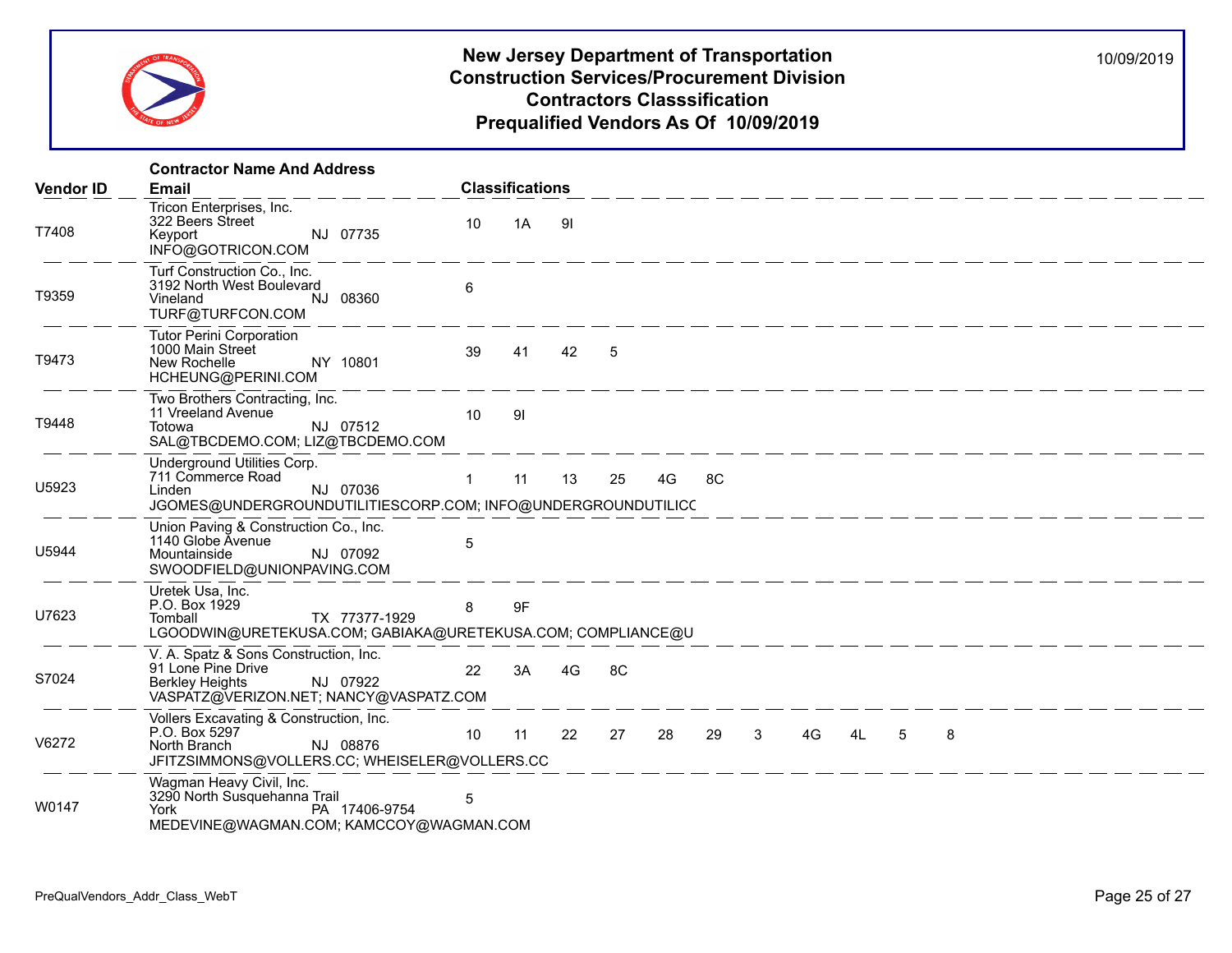# New Jersey Department of Transportation
## Construction Services/Procurement Division
## Contractors Classsification
## Prequalified Vendors As Of 10/09/2019

10/09/2019

| Vendor ID | Contractor Name And Address / Email | Classifications |
|---|---|---|
| T7408 | Tricon Enterprises, Inc.<br>322 Beers Street<br>Keyport NJ 07735<br>INFO@GOTRICON.COM | 10 1A 9I |
| T9359 | Turf Construction Co., Inc.<br>3192 North West Boulevard<br>Vineland NJ 08360<br>TURF@TURFCON.COM | 6 |
| T9473 | Tutor Perini Corporation<br>1000 Main Street<br>New Rochelle NY 10801<br>HCHEUNG@PERINI.COM | 39 41 42 5 |
| T9448 | Two Brothers Contracting, Inc.<br>11 Vreeland Avenue<br>Totowa NJ 07512<br>SAL@TBCDEMO.COM; LIZ@TBCDEMO.COM | 10 9I |
| U5923 | Underground Utilities Corp.<br>711 Commerce Road<br>Linden NJ 07036<br>JGOMES@UNDERGROUNDUTILITIESCORP.COM; INFO@UNDERGROUNDUTILICC | 1 11 13 25 4G 8C |
| U5944 | Union Paving & Construction Co., Inc.<br>1140 Globe Avenue<br>Mountainside NJ 07092<br>SWOODFIELD@UNIONPAVING.COM | 5 |
| U7623 | Uretek Usa, Inc.<br>P.O. Box 1929<br>Tomball TX 77377-1929<br>LGOODWIN@URETEKUSA.COM; GABIAKA@URETEKUSA.COM; COMPLIANCE@U | 8 9F |
| S7024 | V. A. Spatz & Sons Construction, Inc.<br>91 Lone Pine Drive<br>Berkley Heights NJ 07922<br>VASPATZ@VERIZON.NET; NANCY@VASPATZ.COM | 22 3A 4G 8C |
| V6272 | Vollers Excavating & Construction, Inc.<br>P.O. Box 5297<br>North Branch NJ 08876<br>JFITZSIMMONS@VOLLERS.CC; WHEISELER@VOLLERS.CC | 10 11 22 27 28 29 3 4G 4L 5 8 |
| W0147 | Wagman Heavy Civil, Inc.<br>3290 North Susquehanna Trail<br>York PA 17406-9754<br>MEDEVINE@WAGMAN.COM; KAMCCOY@WAGMAN.COM | 5 |

PreQualVendors_Addr_Class_WebT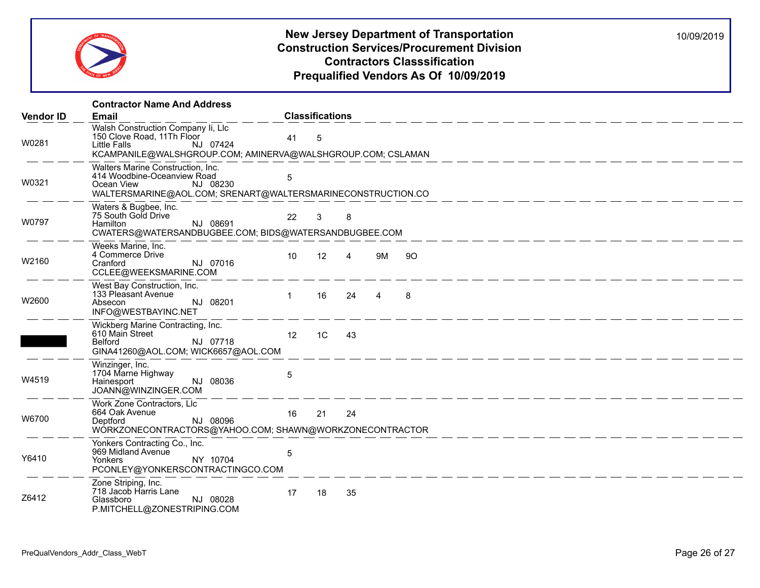# New Jersey Department of Transportation
## Construction Services/Procurement Division
## Contractors Classsification
## Prequalified Vendors As Of 10/09/2019

10/09/2019

| Vendor ID | Contractor Name And Address / Email | Classifications |
|---|---|---|
| W0281 | Walsh Construction Company Ii, Llc<br>150 Clove Road, 11Th Floor<br>Little Falls NJ 07424<br>KCAMPANILE@WALSHGROUP.COM; AMINERVA@WALSHGROUP.COM; CSLAMAN | 41 5 |
| W0321 | Walters Marine Construction, Inc.<br>414 Woodbine-Oceanview Road<br>Ocean View NJ 08230<br>WALTERSMARINE@AOL.COM; SRENART@WALTERSMARINECONSTRUCTION.CO | 5 |
| W0797 | Waters & Bugbee, Inc.<br>75 South Gold Drive<br>Hamilton NJ 08691<br>CWATERS@WATERSANDBUGBEE.COM; BIDS@WATERSANDBUGBEE.COM | 22 3 8 |
| W2160 | Weeks Marine, Inc.<br>4 Commerce Drive<br>Cranford NJ 07016<br>CCLEE@WEEKSMARINE.COM | 10 12 4 9M 9O |
| W2600 | West Bay Construction, Inc.<br>133 Pleasant Avenue<br>Absecon NJ 08201<br>INFO@WESTBAYINC.NET | 1 16 24 4 8 |
| | Wickberg Marine Contracting, Inc.<br>610 Main Street<br>Belford NJ 07718<br>GINA41260@AOL.COM; WICK6657@AOL.COM | 12 1C 43 |
| W4519 | Winzinger, Inc.<br>1704 Marne Highway<br>Hainesport NJ 08036<br>JOANN@WINZINGER.COM | 5 |
| W6700 | Work Zone Contractors, Llc<br>664 Oak Avenue<br>Deptford NJ 08096<br>WORKZONECONTRACTORS@YAHOO.COM; SHAWN@WORKZONECONTRACTOR | 16 21 24 |
| Y6410 | Yonkers Contracting Co., Inc.<br>969 Midland Avenue<br>Yonkers NY 10704<br>PCONLEY@YONKERSCONTRACTINGCO.COM | 5 |
| Z6412 | Zone Striping, Inc.<br>718 Jacob Harris Lane<br>Glassboro NJ 08028<br>P.MITCHELL@ZONESTRIPING.COM | 17 18 35 |

PreQualVendors_Addr_Class_WebT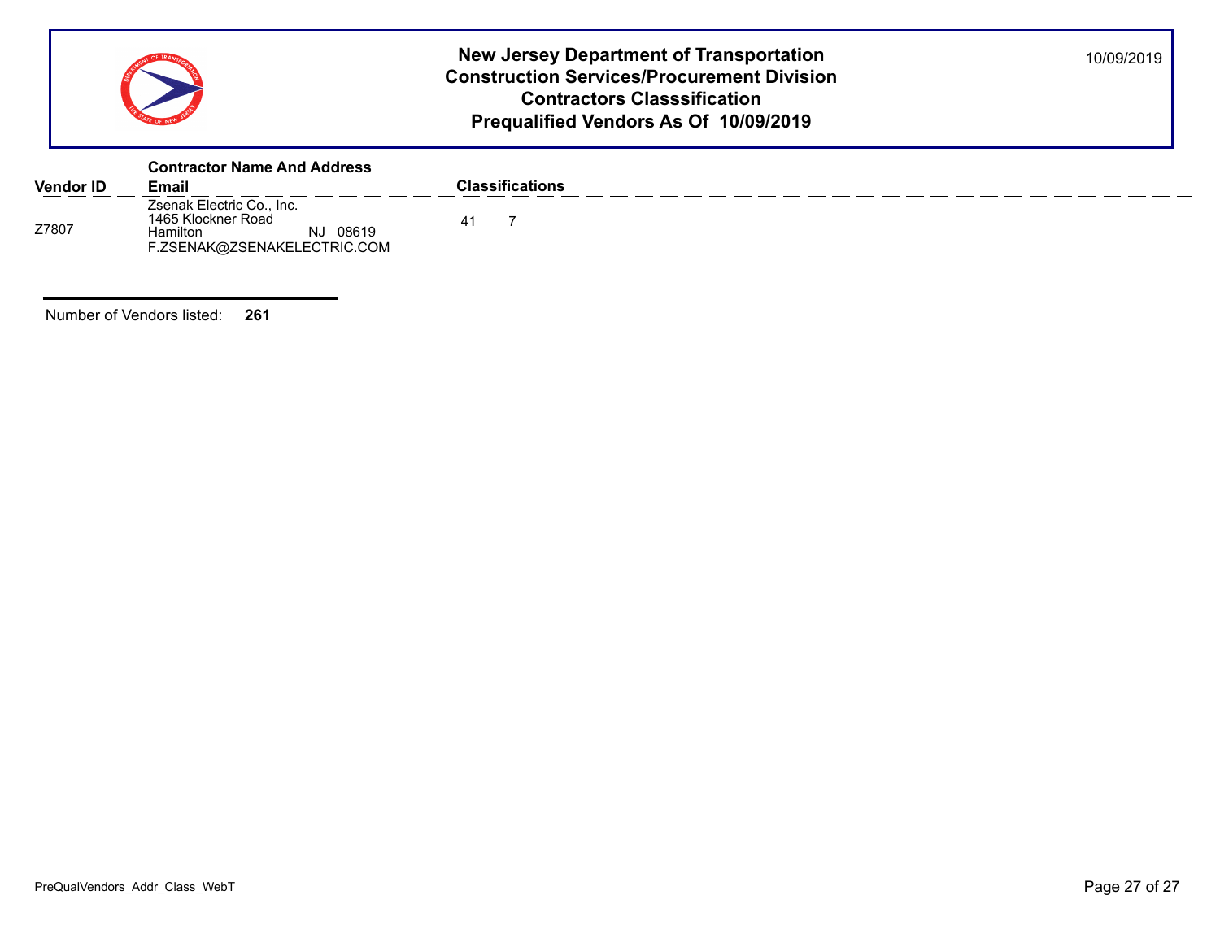## New Jersey Department of Transportation
## Construction Services/Procurement Division
## Contractors Classsification
## Prequalified Vendors As Of 10/09/2019

10/09/2019

| Vendor ID | Contractor Name And Address Email | Classifications |
|---|---|---|
| Z7807 | Zsenak Electric Co., Inc.<br>1465 Klockner Road<br>Hamilton NJ 08619<br>F.ZSENAK@ZSENAKELECTRIC.COM | 41 7 |

Number of Vendors listed: **261**

PreQualVendors_Addr_Class_WebT